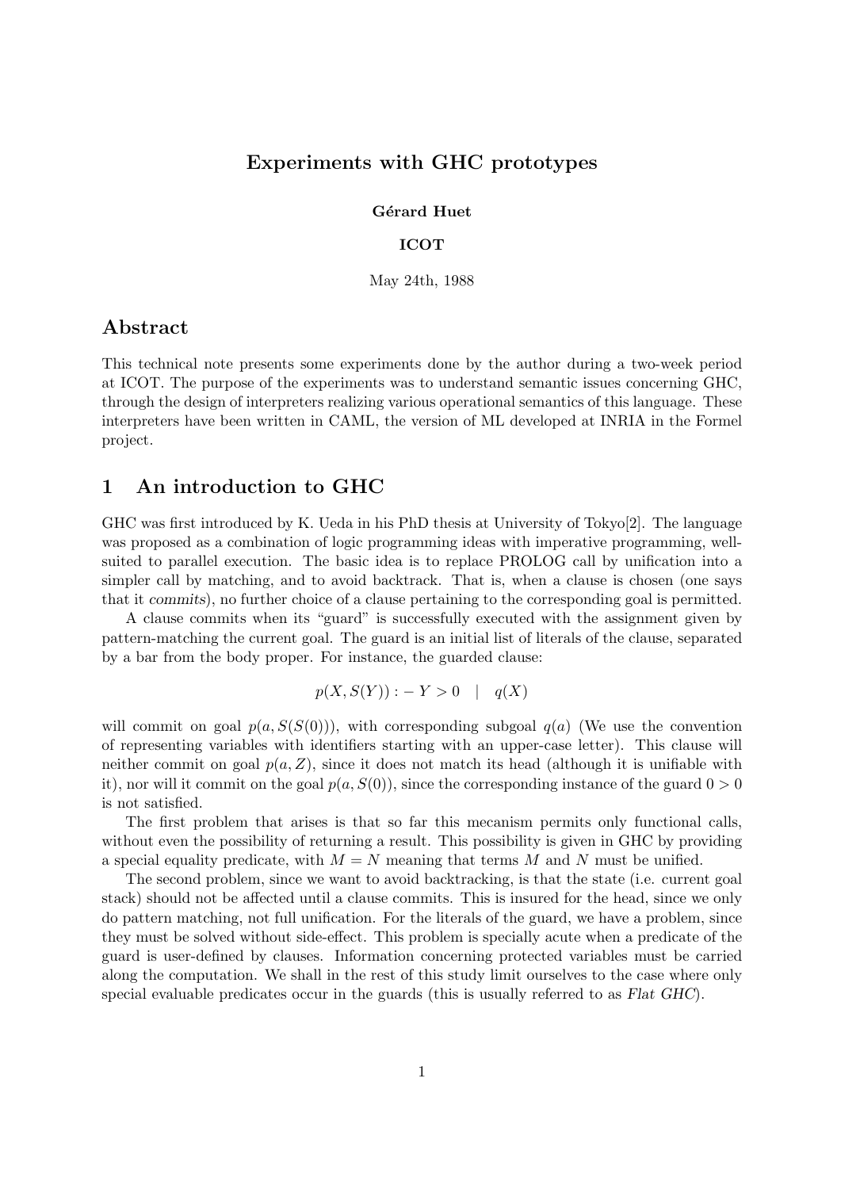# Experiments with GHC prototypes

**Gérard Huet**

**ICOT**

May 24th, 1988

## Abstract

This technical note presents some experiments done by the author during a two-week period at ICOT. The purpose of the experiments was to understand semantic issues concerning GHC, through the design of interpreters realizing various operational semantics of this language. These interpreters have been written in CAML, the version of ML developed at INRIA in the Formel project.

## 1 An introduction to GHC

GHC was first introduced by K. Ueda in his PhD thesis at University of Tokyo[2]. The language was proposed as a combination of logic programming ideas with imperative programming, well-suited to parallel execution. The basic idea is to replace PROLOG call by unification into a simpler call by matching, and to avoid backtrack. That is, when a clause is chosen (one says that it *commits*), no further choice of a clause pertaining to the corresponding goal is permitted.

A clause commits when its "guard" is successfully executed with the assignment given by pattern-matching the current goal. The guard is an initial list of literals of the clause, separated by a bar from the body proper. For instance, the guarded clause:

$$p(X, S(Y)) :- Y > 0 \quad | \quad q(X)$$

will commit on goal $p(a, S(S(0)))$, with corresponding subgoal $q(a)$ (We use the convention of representing variables with identifiers starting with an upper-case letter). This clause will neither commit on goal $p(a, Z)$, since it does not match its head (although it is unifiable with it), nor will it commit on the goal $p(a, S(0))$, since the corresponding instance of the guard $0 > 0$ is not satisfied.

The first problem that arises is that so far this mecanism permits only functional calls, without even the possibility of returning a result. This possibility is given in GHC by providing a special equality predicate, with $M = N$ meaning that terms $M$ and $N$ must be unified.

The second problem, since we want to avoid backtracking, is that the state (i.e. current goal stack) should not be affected until a clause commits. This is insured for the head, since we only do pattern matching, not full unification. For the literals of the guard, we have a problem, since they must be solved without side-effect. This problem is specially acute when a predicate of the guard is user-defined by clauses. Information concerning protected variables must be carried along the computation. We shall in the rest of this study limit ourselves to the case where only special evaluable predicates occur in the guards (this is usually referred to as *Flat GHC*).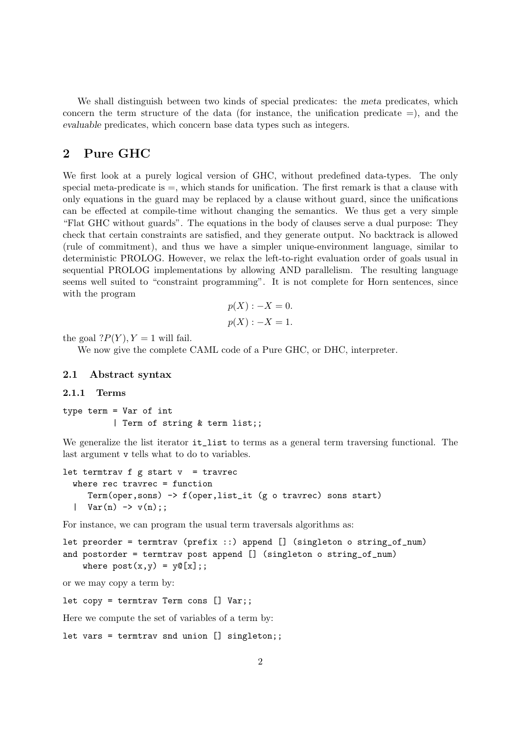We shall distinguish between two kinds of special predicates: the *meta* predicates, which concern the term structure of the data (for instance, the unification predicate =), and the *evaluable* predicates, which concern base data types such as integers.

## 2 Pure GHC

We first look at a purely logical version of GHC, without predefined data-types. The only special meta-predicate is =, which stands for unification. The first remark is that a clause with only equations in the guard may be replaced by a clause without guard, since the unifications can be effected at compile-time without changing the semantics. We thus get a very simple "Flat GHC without guards". The equations in the body of clauses serve a dual purpose: They check that certain constraints are satisfied, and they generate output. No backtrack is allowed (rule of commitment), and thus we have a simpler unique-environment language, similar to deterministic PROLOG. However, we relax the left-to-right evaluation order of goals usual in sequential PROLOG implementations by allowing AND parallelism. The resulting language seems well suited to "constraint programming". It is not complete for Horn sentences, since with the program

$$p(X) : -X = 0.$$

$$p(X) : -X = 1.$$

the goal $?P(Y), Y = 1$ will fail.

We now give the complete CAML code of a Pure GHC, or DHC, interpreter.

### 2.1 Abstract syntax

#### 2.1.1 Terms

```
type term = Var of int
          | Term of string & term list;;
```

We generalize the list iterator `it_list` to terms as a general term traversing functional. The last argument `v` tells what to do to variables.

```
let termtrav f g start v  = travrec
  where rec travrec = function
     Term(oper,sons) -> f(oper,list_it (g o travrec) sons start)
  |  Var(n) -> v(n);;
```

For instance, we can program the usual term traversals algorithms as:

```
let preorder = termtrav (prefix ::) append [] (singleton o string_of_num)
and postorder = termtrav post append [] (singleton o string_of_num)
    where post(x,y) = y@[x];;
```

or we may copy a term by:

```
let copy = termtrav Term cons [] Var;;
```

Here we compute the set of variables of a term by:

```
let vars = termtrav snd union [] singleton;;
```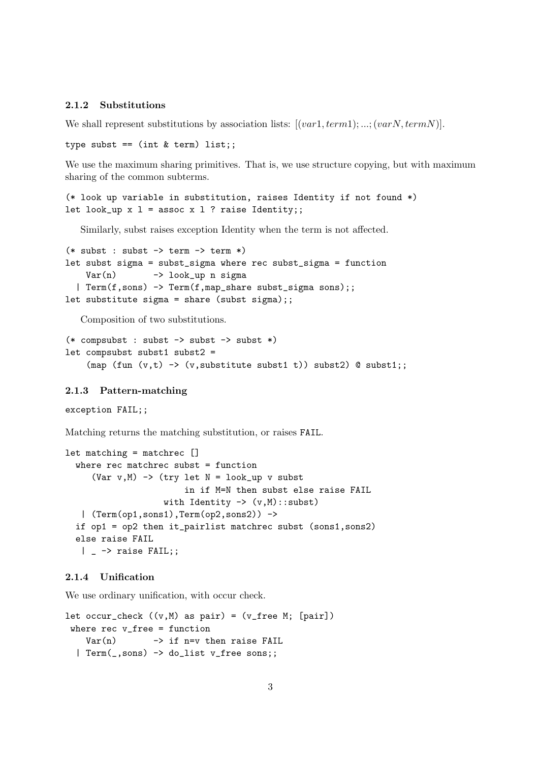### 2.1.2 Substitutions

We shall represent substitutions by association lists: $[(var1, term1); ...; (varN, termN)]$.

```
type subst == (int & term) list;;
```

We use the maximum sharing primitives. That is, we use structure copying, but with maximum sharing of the common subterms.

```
(* look up variable in substitution, raises Identity if not found *)
let look_up x l = assoc x l ? raise Identity;;
```

Similarly, subst raises exception Identity when the term is not affected.

```
(* subst : subst -> term -> term *)
let subst sigma = subst_sigma where rec subst_sigma = function
    Var(n)       -> look_up n sigma
  | Term(f,sons) -> Term(f,map_share subst_sigma sons);;
let substitute sigma = share (subst sigma);;
```

Composition of two substitutions.

```
(* compsubst : subst -> subst -> subst *)
let compsubst subst1 subst2 =
    (map (fun (v,t) -> (v,substitute subst1 t)) subst2) @ subst1;;
```

### 2.1.3 Pattern-matching

```
exception FAIL;;
```

Matching returns the matching substitution, or raises `FAIL`.

```
let matching = matchrec []
  where rec matchrec subst = function
     (Var v,M) -> (try let N = look_up v subst
                       in if M=N then subst else raise FAIL
                  with Identity -> (v,M)::subst)
   | (Term(op1,sons1),Term(op2,sons2)) ->
  if op1 = op2 then it_pairlist matchrec subst (sons1,sons2)
  else raise FAIL
   | _ -> raise FAIL;;
```

### 2.1.4 Unification

We use ordinary unification, with occur check.

```
let occur_check ((v,M) as pair) = (v_free M; [pair])
 where rec v_free = function
    Var(n)       -> if n=v then raise FAIL
  | Term(_,sons) -> do_list v_free sons;;
```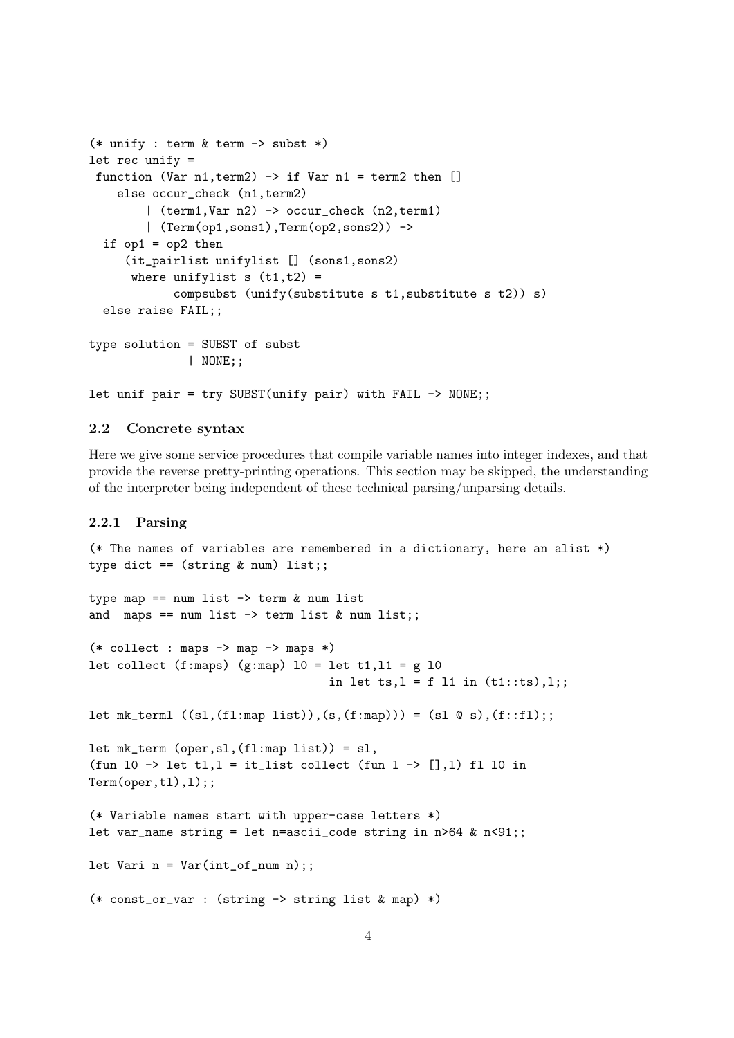```
(* unify : term & term -> subst *)
let rec unify =
 function (Var n1,term2) -> if Var n1 = term2 then []
    else occur_check (n1,term2)
        | (term1,Var n2) -> occur_check (n2,term1)
        | (Term(op1,sons1),Term(op2,sons2)) ->
  if op1 = op2 then
     (it_pairlist unifylist [] (sons1,sons2)
      where unifylist s (t1,t2) =
            compsubst (unify(substitute s t1,substitute s t2)) s)
  else raise FAIL;;

type solution = SUBST of subst
              | NONE;;

let unif pair = try SUBST(unify pair) with FAIL -> NONE;;
```

### 2.2 Concrete syntax

Here we give some service procedures that compile variable names into integer indexes, and that provide the reverse pretty-printing operations. This section may be skipped, the understanding of the interpreter being independent of these technical parsing/unparsing details.

#### 2.2.1 Parsing

```
(* The names of variables are remembered in a dictionary, here an alist *)
type dict == (string & num) list;;

type map == num list -> term & num list
and  maps == num list -> term list & num list;;

(* collect : maps -> map -> maps *)
let collect (f:maps) (g:map) l0 = let t1,l1 = g l0
                                  in let ts,l = f l1 in (t1::ts),l;;

let mk_terml ((sl,(fl:map list)),(s,(f:map))) = (sl @ s),(f::fl);;

let mk_term (oper,sl,(fl:map list)) = sl,
(fun l0 -> let tl,l = it_list collect (fun l -> [],l) fl l0 in
Term(oper,tl),l);;

(* Variable names start with upper-case letters *)
let var_name string = let n=ascii_code string in n>64 & n<91;;

let Vari n = Var(int_of_num n);;

(* const_or_var : (string -> string list & map) *)
```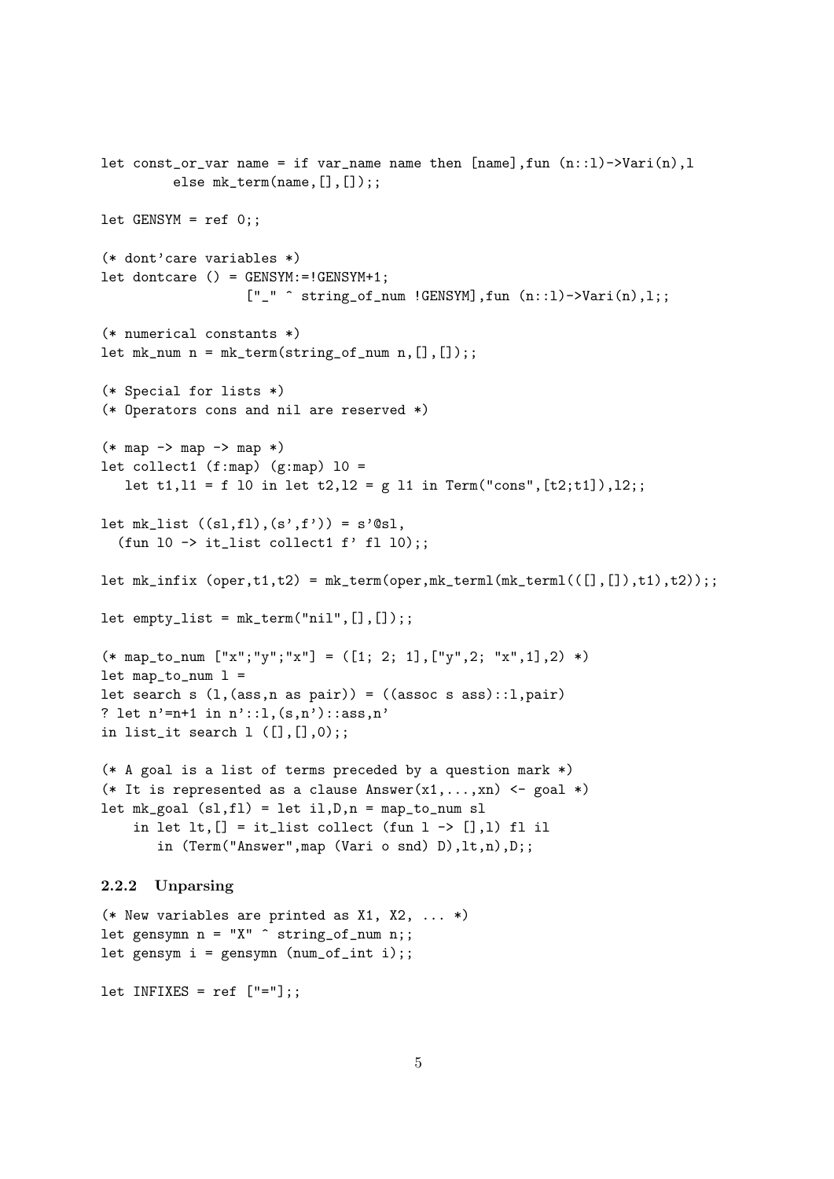```
let const_or_var name = if var_name name then [name],fun (n::l)->Vari(n),l
         else mk_term(name,[],[]);;

let GENSYM = ref 0;;

(* dont'care variables *)
let dontcare () = GENSYM:=!GENSYM+1;
                  ["_" ^ string_of_num !GENSYM],fun (n::l)->Vari(n),l;;

(* numerical constants *)
let mk_num n = mk_term(string_of_num n,[],[]);;

(* Special for lists *)
(* Operators cons and nil are reserved *)

(* map -> map -> map *)
let collect1 (f:map) (g:map) l0 =
   let t1,l1 = f l0 in let t2,l2 = g l1 in Term("cons",[t2;t1]),l2;;

let mk_list ((sl,fl),(s',f')) = s'@sl,
  (fun l0 -> it_list collect1 f' fl l0);;

let mk_infix (oper,t1,t2) = mk_term(oper,mk_terml(mk_terml(([],[]),t1),t2));;

let empty_list = mk_term("nil",[],[]);;

(* map_to_num ["x";"y";"x"] = ([1; 2; 1],["y",2; "x",1],2) *)
let map_to_num l =
let search s (l,(ass,n as pair)) = ((assoc s ass)::l,pair)
? let n'=n+1 in n'::l,(s,n')::ass,n'
in list_it search l ([],[],0);;

(* A goal is a list of terms preceded by a question mark *)
(* It is represented as a clause Answer(x1,...,xn) <- goal *)
let mk_goal (sl,fl) = let il,D,n = map_to_num sl
    in let lt,[] = it_list collect (fun l -> [],l) fl il
       in (Term("Answer",map (Vari o snd) D),lt,n),D;;
```

### 2.2.2 Unparsing

```
(* New variables are printed as X1, X2, ... *)
let gensymn n = "X" ^ string_of_num n;;
let gensym i = gensymn (num_of_int i);;

let INFIXES = ref ["="];;
```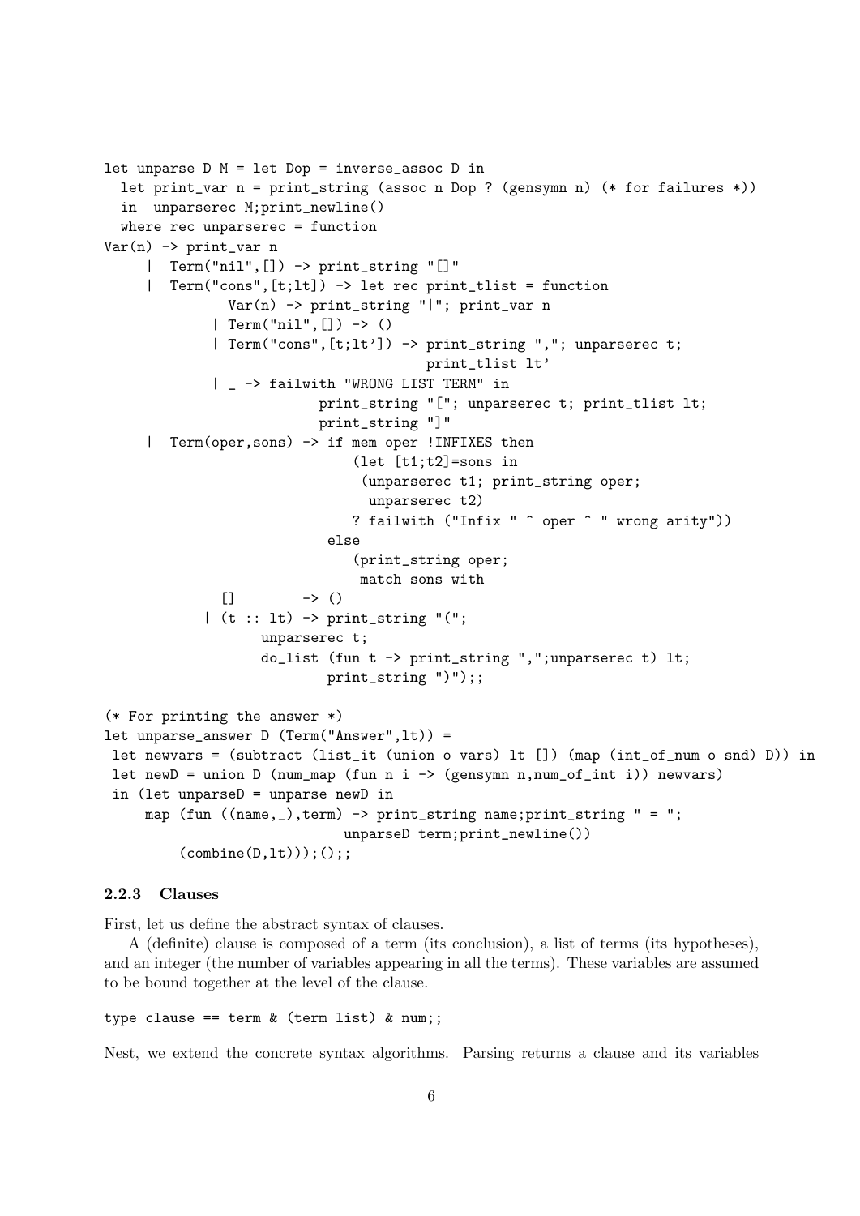```
let unparse D M = let Dop = inverse_assoc D in
  let print_var n = print_string (assoc n Dop ? (gensymn n) (* for failures *))
  in  unparserec M;print_newline()
  where rec unparserec = function
Var(n) -> print_var n
     |  Term("nil",[]) -> print_string "[]"
     |  Term("cons",[t;lt]) -> let rec print_tlist = function
              Var(n) -> print_string "|"; print_var n
            | Term("nil",[]) -> ()
            | Term("cons",[t;lt']) -> print_string ","; unparserec t;
                                      print_tlist lt'
            | _ -> failwith "WRONG LIST TERM" in
                       print_string "["; unparserec t; print_tlist lt;
                       print_string "]"
     |  Term(oper,sons) -> if mem oper !INFIXES then
                             (let [t1;t2]=sons in
                              (unparserec t1; print_string oper;
                               unparserec t2)
                             ? failwith ("Infix " ^ oper ^ " wrong arity"))
                          else
                             (print_string oper;
                              match sons with
             []        -> ()
           | (t :: lt) -> print_string "(";
                  unparserec t;
                  do_list (fun t -> print_string ",";unparserec t) lt;
                          print_string ")");;

(* For printing the answer *)
let unparse_answer D (Term("Answer",lt)) =
 let newvars = (subtract (list_it (union o vars) lt []) (map (int_of_num o snd) D)) in
 let newD = union D (num_map (fun n i -> (gensymn n,num_of_int i)) newvars)
 in (let unparseD = unparse newD in
     map (fun ((name,_),term) -> print_string name;print_string " = ";
                            unparseD term;print_newline())
         (combine(D,lt)));();;
```

### 2.2.3 Clauses

First, let us define the abstract syntax of clauses.

A (definite) clause is composed of a term (its conclusion), a list of terms (its hypotheses), and an integer (the number of variables appearing in all the terms). These variables are assumed to be bound together at the level of the clause.

```
type clause == term & (term list) & num;;
```

Nest, we extend the concrete syntax algorithms. Parsing returns a clause and its variables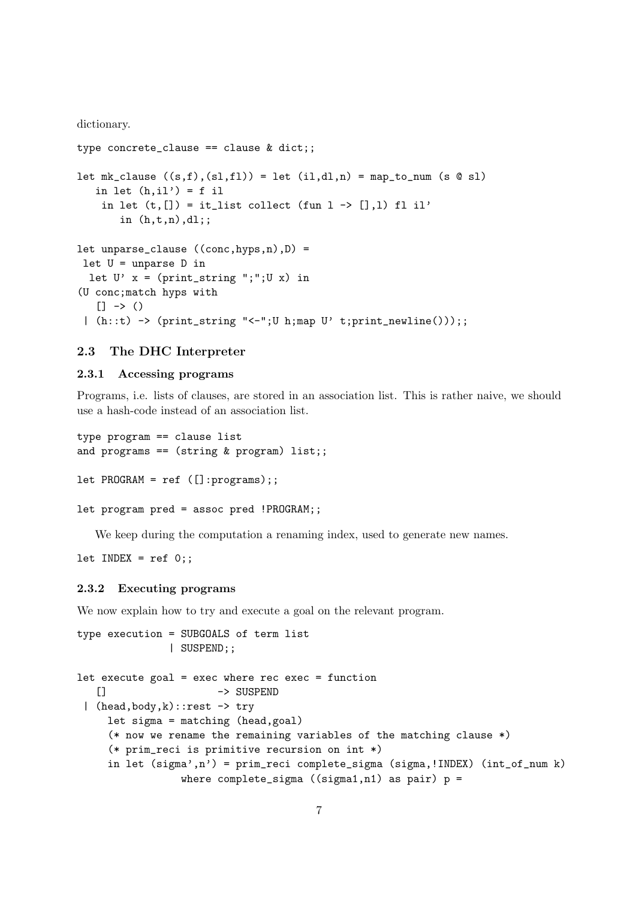dictionary.

```
type concrete_clause == clause & dict;;

let mk_clause ((s,f),(sl,fl)) = let (il,dl,n) = map_to_num (s @ sl)
   in let (h,il') = f il
    in let (t,[]) = it_list collect (fun l -> [],l) fl il'
       in (h,t,n),dl;;

let unparse_clause ((conc,hyps,n),D) =
 let U = unparse D in
  let U' x = (print_string ";";U x) in
(U conc;match hyps with
   [] -> ()
 | (h::t) -> (print_string "<-";U h;map U' t;print_newline()));;
```

### 2.3 The DHC Interpreter

#### 2.3.1 Accessing programs

Programs, i.e. lists of clauses, are stored in an association list. This is rather naive, we should use a hash-code instead of an association list.

```
type program == clause list
and programs == (string & program) list;;

let PROGRAM = ref ([]:programs);;

let program pred = assoc pred !PROGRAM;;
```

We keep during the computation a renaming index, used to generate new names.

```
let INDEX = ref 0;;
```

#### 2.3.2 Executing programs

We now explain how to try and execute a goal on the relevant program.

```
type execution = SUBGOALS of term list
               | SUSPEND;;

let execute goal = exec where rec exec = function
   []                  -> SUSPEND
 | (head,body,k)::rest -> try
     let sigma = matching (head,goal)
     (* now we rename the remaining variables of the matching clause *)
     (* prim_reci is primitive recursion on int *)
     in let (sigma',n') = prim_reci complete_sigma (sigma,!INDEX) (int_of_num k)
                where complete_sigma ((sigma1,n1) as pair) p =
```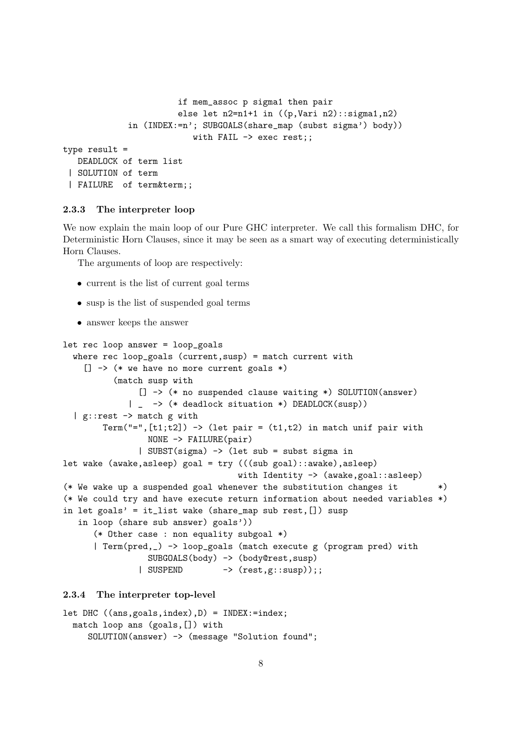```
                        if mem_assoc p sigma1 then pair
                        else let n2=n1+1 in ((p,Vari n2)::sigma1,n2)
             in (INDEX:=n'; SUBGOALS(share_map (subst sigma') body))
                            with FAIL -> exec rest;;
type result =
   DEADLOCK of term list
 | SOLUTION of term
 | FAILURE  of term&term;;
```

#### 2.3.3 The interpreter loop

We now explain the main loop of our Pure GHC interpreter. We call this formalism DHC, for Deterministic Horn Clauses, since it may be seen as a smart way of executing deterministically Horn Clauses.

The arguments of loop are respectively:

- current is the list of current goal terms
- susp is the list of suspended goal terms
- answer keeps the answer

```
let rec loop answer = loop_goals
  where rec loop_goals (current,susp) = match current with
    [] -> (* we have no more current goals *)
          (match susp with
               [] -> (* no suspended clause waiting *) SOLUTION(answer)
             | _  -> (* deadlock situation *) DEADLOCK(susp))
  | g::rest -> match g with
        Term("=",[t1;t2]) -> (let pair = (t1,t2) in match unif pair with
                 NONE -> FAILURE(pair)
               | SUBST(sigma) -> (let sub = subst sigma in
let wake (awake,asleep) goal = try (((sub goal)::awake),asleep)
                                   with Identity -> (awake,goal::asleep)
(* We wake up a suspended goal whenever the substitution changes it       *)
(* We could try and have execute return information about needed variables *)
in let goals' = it_list wake (share_map sub rest,[]) susp
   in loop (share sub answer) goals'))
      (* Other case : non equality subgoal *)
      | Term(pred,_) -> loop_goals (match execute g (program pred) with
                 SUBGOALS(body) -> (body@rest,susp)
               | SUSPEND        -> (rest,g::susp));;
```

#### 2.3.4 The interpreter top-level

```
let DHC ((ans,goals,index),D) = INDEX:=index;
  match loop ans (goals,[]) with
     SOLUTION(answer) -> (message "Solution found";
```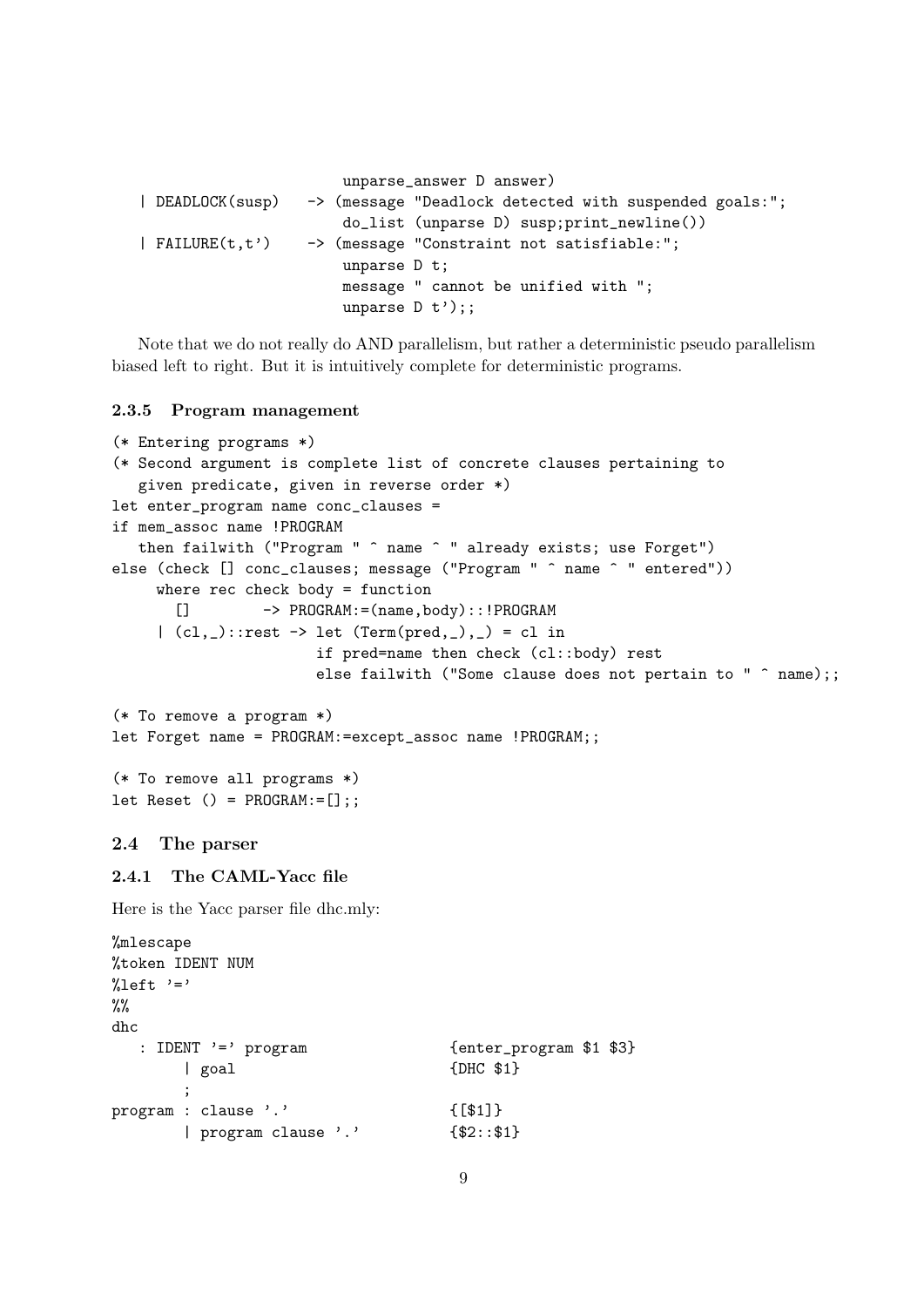```
                         unparse_answer D answer)
   | DEADLOCK(susp)   -> (message "Deadlock detected with suspended goals:";
                         do_list (unparse D) susp;print_newline())
   | FAILURE(t,t')    -> (message "Constraint not satisfiable:";
                         unparse D t;
                         message " cannot be unified with ";
                         unparse D t');;
```

Note that we do not really do AND parallelism, but rather a deterministic pseudo parallelism biased left to right. But it is intuitively complete for deterministic programs.

### 2.3.5 Program management

```
(* Entering programs *)
(* Second argument is complete list of concrete clauses pertaining to
   given predicate, given in reverse order *)
let enter_program name conc_clauses =
if mem_assoc name !PROGRAM
   then failwith ("Program " ^ name ^ " already exists; use Forget")
else (check [] conc_clauses; message ("Program " ^ name ^ " entered"))
     where rec check body = function
       []        -> PROGRAM:=(name,body)::!PROGRAM
     | (cl,_)::rest -> let (Term(pred,_),_) = cl in
                       if pred=name then check (cl::body) rest
                       else failwith ("Some clause does not pertain to " ^ name);;

(* To remove a program *)
let Forget name = PROGRAM:=except_assoc name !PROGRAM;;

(* To remove all programs *)
let Reset () = PROGRAM:=[];;
```

## 2.4 The parser

### 2.4.1 The CAML-Yacc file

Here is the Yacc parser file dhc.mly:

```
%mlescape
%token IDENT NUM
%left '='
%%
dhc
   : IDENT '=' program              {enter_program $1 $3}
        | goal                      {DHC $1}
        ;
program : clause '.'               {[$1]}
        | program clause '.'       {$2::$1}
```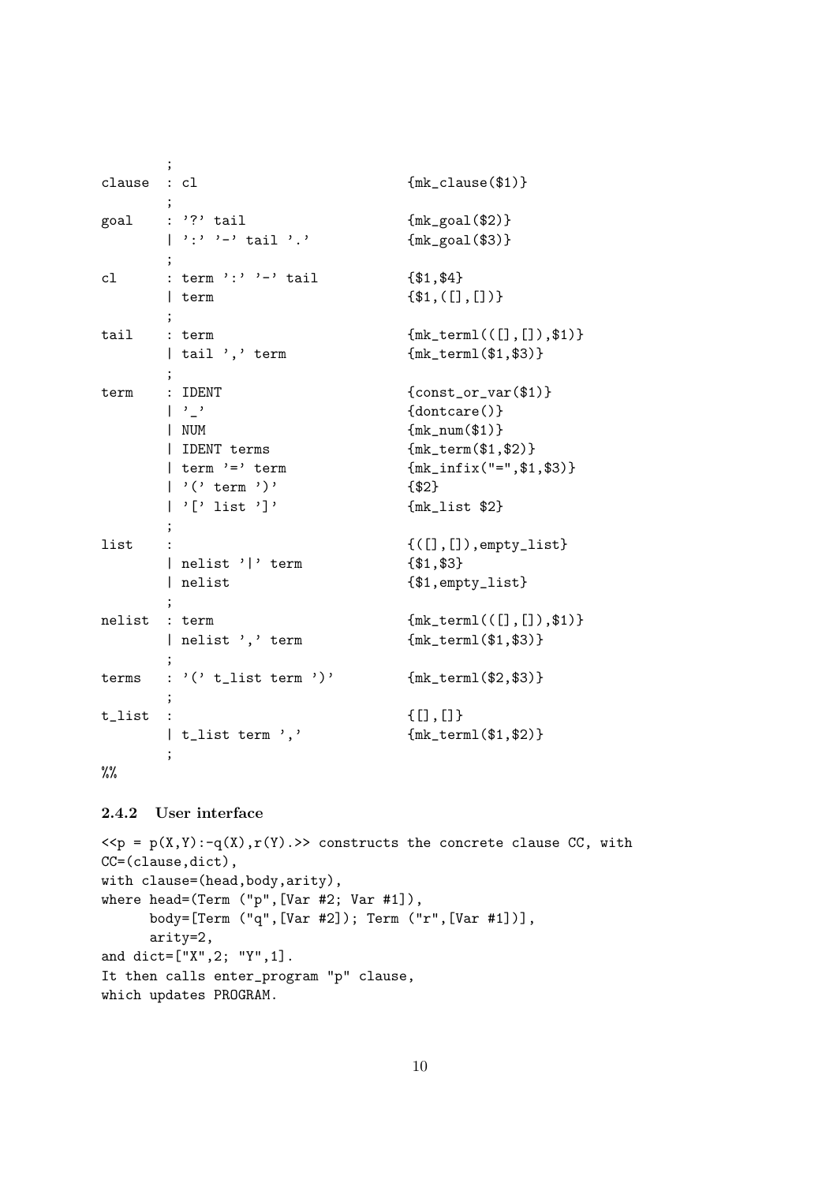```
        ;
clause  : cl                        {mk_clause($1)}
        ;
goal    : '?' tail                  {mk_goal($2)}
        | ':' '-' tail '.'          {mk_goal($3)}
        ;
cl      : term ':' '-' tail         {$1,$4}
        | term                      {$1,([],[])}
        ;
tail    : term                      {mk_terml(([],[]),$1)}
        | tail ',' term             {mk_terml($1,$3)}
        ;
term    : IDENT                     {const_or_var($1)}
        | '_'                       {dontcare()}
        | NUM                       {mk_num($1)}
        | IDENT terms               {mk_term($1,$2)}
        | term '=' term             {mk_infix("=",$1,$3)}
        | '(' term ')'              {$2}
        | '[' list ']'              {mk_list $2}
        ;
list    :                           {([],[]),empty_list}
        | nelist '|' term           {$1,$3}
        | nelist                    {$1,empty_list}
        ;
nelist  : term                      {mk_terml(([],[]),$1)}
        | nelist ',' term           {mk_terml($1,$3)}
        ;
terms   : '(' t_list term ')'       {mk_terml($2,$3)}
        ;
t_list  :                           {[],[]}
        | t_list term ','           {mk_terml($1,$2)}
        ;
%%
```

### 2.4.2 User interface

```
<<p = p(X,Y):-q(X),r(Y).>> constructs the concrete clause CC, with
CC=(clause,dict),
with clause=(head,body,arity),
where head=(Term ("p",[Var #2; Var #1]),
      body=[Term ("q",[Var #2]); Term ("r",[Var #1])],
      arity=2,
and dict=["X",2; "Y",1].
It then calls enter_program "p" clause,
which updates PROGRAM.
```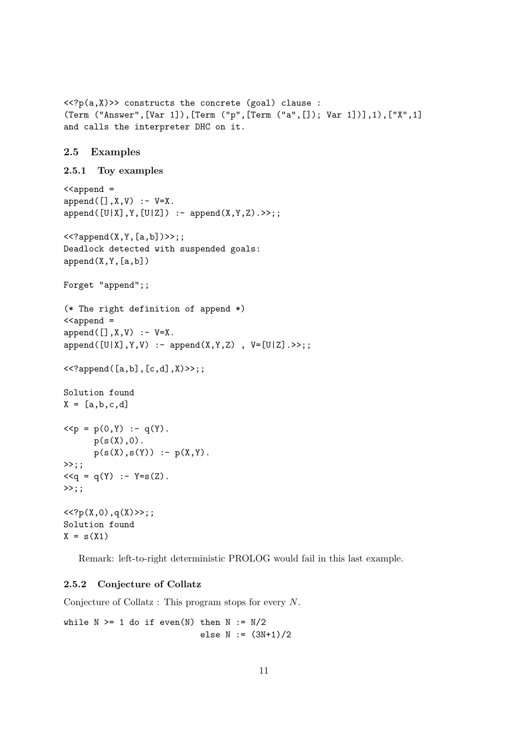```
<<?p(a,X)>> constructs the concrete (goal) clause :
(Term ("Answer",[Var 1]),[Term ("p",[Term ("a",[]); Var 1])],1),["X",1]
and calls the interpreter DHC on it.
```

## 2.5 Examples

### 2.5.1 Toy examples

```
<<append =
append([],X,V) :- V=X.
append([U|X],Y,[U|Z]) :- append(X,Y,Z).>>;;

<<?append(X,Y,[a,b])>>;;
Deadlock detected with suspended goals:
append(X,Y,[a,b])

Forget "append";;

(* The right definition of append *)
<<append =
append([],X,V) :- V=X.
append([U|X],Y,V) :- append(X,Y,Z) , V=[U|Z].>>;;

<<?append([a,b],[c,d],X)>>;;

Solution found
X = [a,b,c,d]

<<p = p(0,Y) :- q(Y).
      p(s(X),0).
      p(s(X),s(Y)) :- p(X,Y).
>>;;
<<q = q(Y) :- Y=s(Z).
>>;;

<<?p(X,0),q(X)>>;;
Solution found
X = s(X1)
```

Remark: left-to-right deterministic PROLOG would fail in this last example.

### 2.5.2 Conjecture of Collatz

Conjecture of Collatz : This program stops for every $N$.

```
while N >= 1 do if even(N) then N := N/2
                            else N := (3N+1)/2
```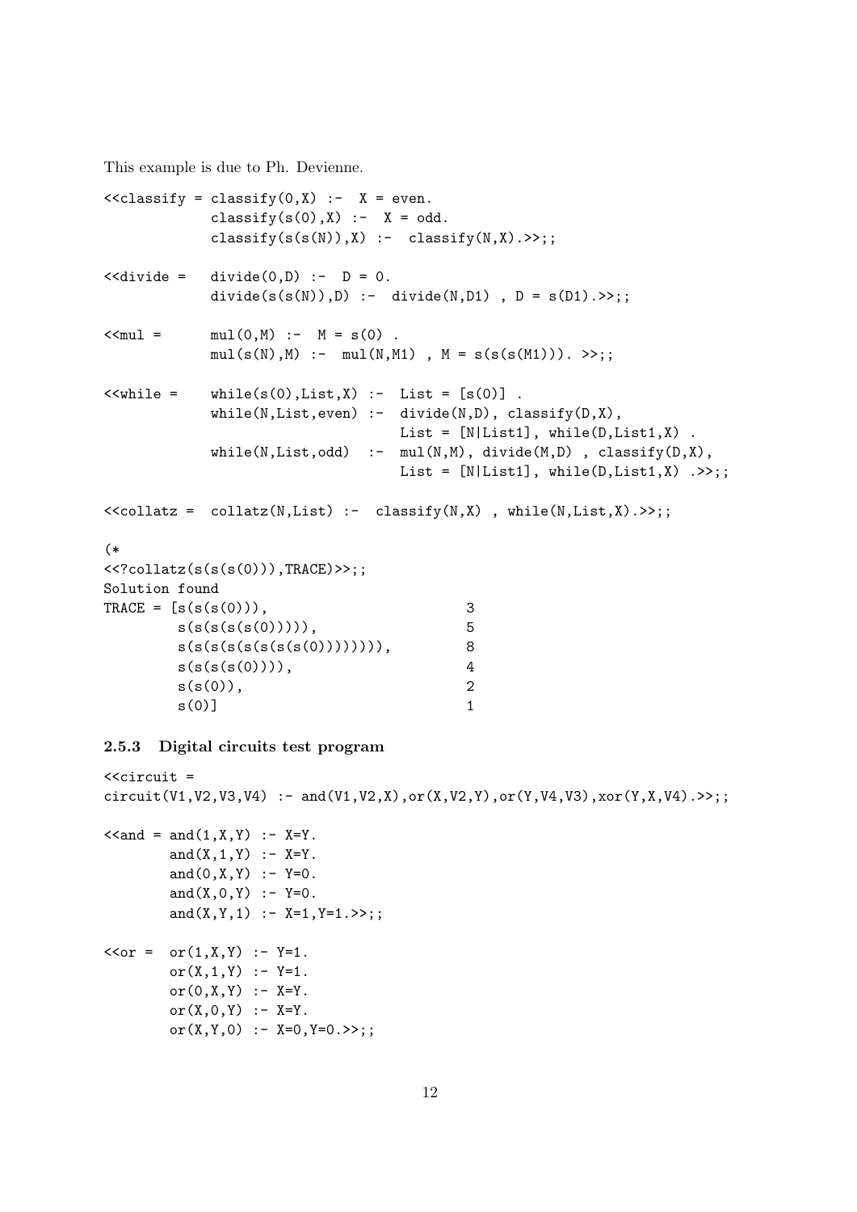This example is due to Ph. Devienne.

```
<<classify = classify(0,X) :-  X = even.
             classify(s(0),X) :-  X = odd.
             classify(s(s(N)),X) :-  classify(N,X).>>;;

<<divide =   divide(0,D) :-  D = 0.
             divide(s(s(N)),D) :-  divide(N,D1) , D = s(D1).>>;;

<<mul =      mul(0,M) :-  M = s(0) .
             mul(s(N),M) :-  mul(N,M1) , M = s(s(s(M1))). >>;;

<<while =    while(s(0),List,X) :-  List = [s(0)] .
             while(N,List,even) :-  divide(N,D), classify(D,X),
                                    List = [N|List1], while(D,List1,X) .
             while(N,List,odd)  :-  mul(N,M), divide(M,D) , classify(D,X),
                                    List = [N|List1], while(D,List1,X) .>>;;

<<collatz =  collatz(N,List) :-  classify(N,X) , while(N,List,X).>>;;

(*
<<?collatz(s(s(s(0))),TRACE)>>;;
Solution found
TRACE = [s(s(s(0))),                        3
        s(s(s(s(s(0))))),                   5
        s(s(s(s(s(s(s(s(0)))))))),          8
        s(s(s(s(0)))),                      4
        s(s(0)),                            2
        s(0)]                               1
```

### 2.5.3 Digital circuits test program

```
<<circuit =
circuit(V1,V2,V3,V4) :- and(V1,V2,X),or(X,V2,Y),or(Y,V4,V3),xor(Y,X,V4).>>;;

<<and = and(1,X,Y) :- X=Y.
        and(X,1,Y) :- X=Y.
        and(0,X,Y) :- Y=0.
        and(X,0,Y) :- Y=0.
        and(X,Y,1) :- X=1,Y=1.>>;;

<<or =  or(1,X,Y) :- Y=1.
        or(X,1,Y) :- Y=1.
        or(0,X,Y) :- X=Y.
        or(X,0,Y) :- X=Y.
        or(X,Y,0) :- X=0,Y=0.>>;;
```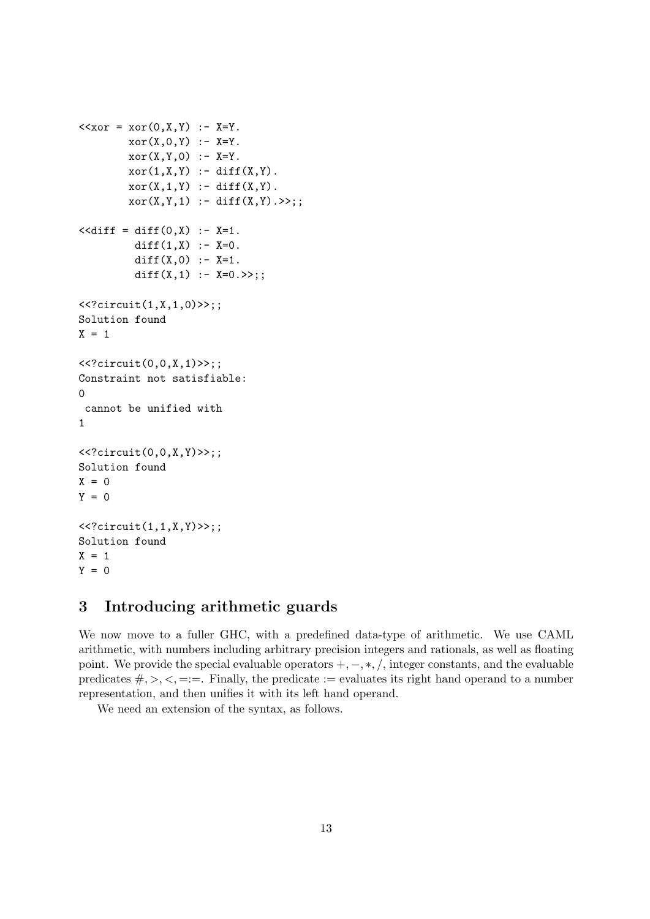```
<<xor = xor(0,X,Y) :- X=Y.
        xor(X,0,Y) :- X=Y.
        xor(X,Y,0) :- X=Y.
        xor(1,X,Y) :- diff(X,Y).
        xor(X,1,Y) :- diff(X,Y).
        xor(X,Y,1) :- diff(X,Y).>>;;

<<diff = diff(0,X) :- X=1.
         diff(1,X) :- X=0.
         diff(X,0) :- X=1.
         diff(X,1) :- X=0.>>;;

<<?circuit(1,X,1,0)>>;;
Solution found
X = 1

<<?circuit(0,0,X,1)>>;;
Constraint not satisfiable:
0
 cannot be unified with
1

<<?circuit(0,0,X,Y)>>;;
Solution found
X = 0
Y = 0

<<?circuit(1,1,X,Y)>>;;
Solution found
X = 1
Y = 0
```

## 3 Introducing arithmetic guards

We now move to a fuller GHC, with a predefined data-type of arithmetic. We use CAML arithmetic, with numbers including arbitrary precision integers and rationals, as well as floating point. We provide the special evaluable operators $+, -, *, /$, integer constants, and the evaluable predicates $\#, >, <, =:=$. Finally, the predicate $:=$ evaluates its right hand operand to a number representation, and then unifies it with its left hand operand.

We need an extension of the syntax, as follows.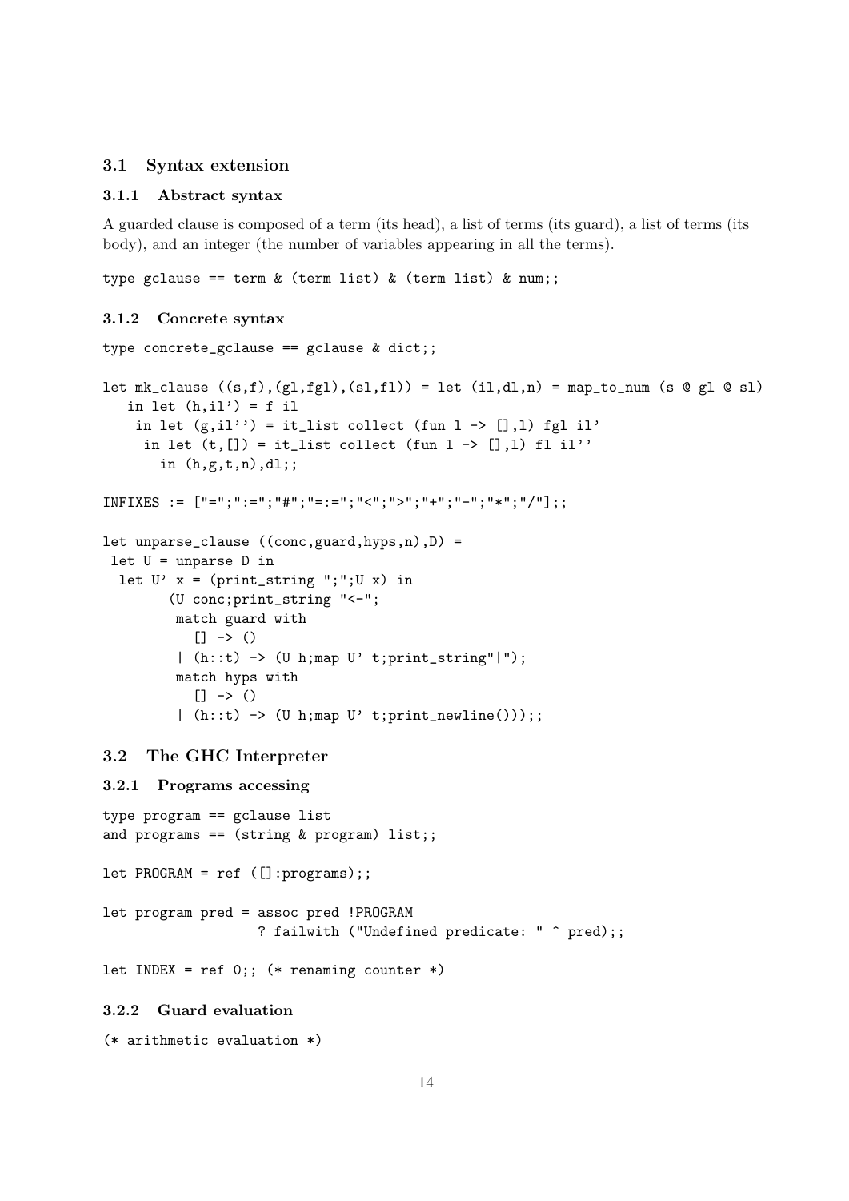## 3.1 Syntax extension

### 3.1.1 Abstract syntax

A guarded clause is composed of a term (its head), a list of terms (its guard), a list of terms (its body), and an integer (the number of variables appearing in all the terms).

```
type gclause == term & (term list) & (term list) & num;;
```

### 3.1.2 Concrete syntax

```
type concrete_gclause == gclause & dict;;

let mk_clause ((s,f),(gl,fgl),(sl,fl)) = let (il,dl,n) = map_to_num (s @ gl @ sl)
   in let (h,il') = f il
    in let (g,il'') = it_list collect (fun l -> [],l) fgl il'
     in let (t,[]) = it_list collect (fun l -> [],l) fl il''
       in (h,g,t,n),dl;;

INFIXES := ["=";":=";"#";"=:=";"<";">";"+";"-";"*";"/"];;

let unparse_clause ((conc,guard,hyps,n),D) =
 let U = unparse D in
  let U' x = (print_string ";";U x) in
        (U conc;print_string "<-";
         match guard with
           [] -> ()
         | (h::t) -> (U h;map U' t;print_string"|");
         match hyps with
           [] -> ()
         | (h::t) -> (U h;map U' t;print_newline()));;
```

## 3.2 The GHC Interpreter

### 3.2.1 Programs accessing

```
type program == gclause list
and programs == (string & program) list;;

let PROGRAM = ref ([]:programs);;

let program pred = assoc pred !PROGRAM
                  ? failwith ("Undefined predicate: " ^ pred);;

let INDEX = ref 0;; (* renaming counter *)
```

### 3.2.2 Guard evaluation

```
(* arithmetic evaluation *)
```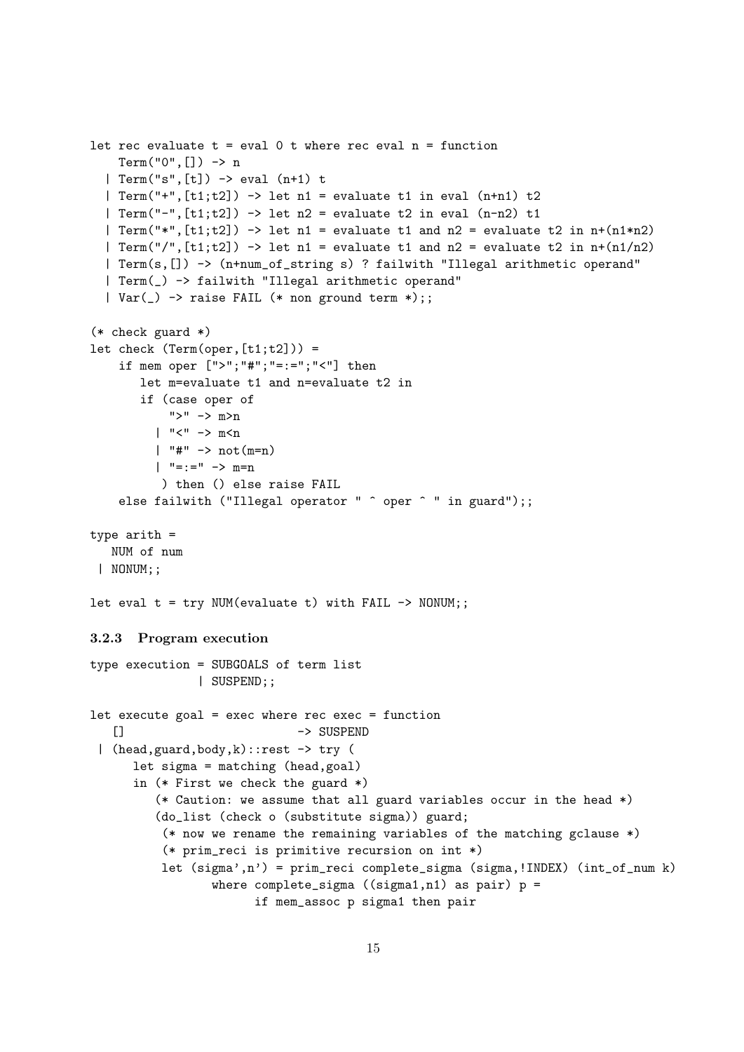```
let rec evaluate t = eval 0 t where rec eval n = function
    Term("0",[]) -> n
  | Term("s",[t]) -> eval (n+1) t
  | Term("+",[t1;t2]) -> let n1 = evaluate t1 in eval (n+n1) t2
  | Term("-",[t1;t2]) -> let n2 = evaluate t2 in eval (n-n2) t1
  | Term("*",[t1;t2]) -> let n1 = evaluate t1 and n2 = evaluate t2 in n+(n1*n2)
  | Term("/",[t1;t2]) -> let n1 = evaluate t1 and n2 = evaluate t2 in n+(n1/n2)
  | Term(s,[]) -> (n+num_of_string s) ? failwith "Illegal arithmetic operand"
  | Term(_) -> failwith "Illegal arithmetic operand"
  | Var(_) -> raise FAIL (* non ground term *);;

(* check guard *)
let check (Term(oper,[t1;t2])) =
    if mem oper [">";"#";"=:=";"<"] then
       let m=evaluate t1 and n=evaluate t2 in
       if (case oper of
           ">" -> m>n
         | "<" -> m<n
         | "#" -> not(m=n)
         | "=:=" -> m=n
          ) then () else raise FAIL
    else failwith ("Illegal operator " ^ oper ^ " in guard");;

type arith =
   NUM of num
 | NONUM;;

let eval t = try NUM(evaluate t) with FAIL -> NONUM;;
```

### 3.2.3 Program execution

```
type execution = SUBGOALS of term list
               | SUSPEND;;

let execute goal = exec where rec exec = function
   []                        -> SUSPEND
 | (head,guard,body,k)::rest -> try (
      let sigma = matching (head,goal)
      in (* First we check the guard *)
         (* Caution: we assume that all guard variables occur in the head *)
         (do_list (check o (substitute sigma)) guard;
          (* now we rename the remaining variables of the matching gclause *)
          (* prim_reci is primitive recursion on int *)
          let (sigma',n') = prim_reci complete_sigma (sigma,!INDEX) (int_of_num k)
                where complete_sigma ((sigma1,n1) as pair) p =
                      if mem_assoc p sigma1 then pair
```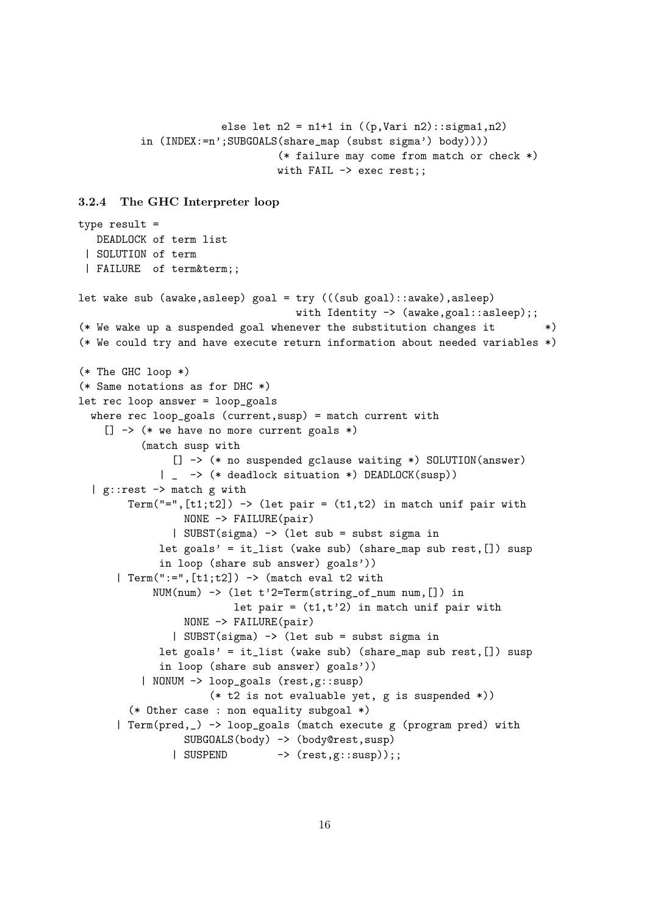```
                     else let n2 = n1+1 in ((p,Vari n2)::sigma1,n2)
          in (INDEX:=n';SUBGOALS(share_map (subst sigma') body))))
                             (* failure may come from match or check *)
                             with FAIL -> exec rest;;
```

### 3.2.4 The GHC Interpreter loop

```
type result =
   DEADLOCK of term list
 | SOLUTION of term
 | FAILURE  of term&term;;

let wake sub (awake,asleep) goal = try (((sub goal)::awake),asleep)
                                   with Identity -> (awake,goal::asleep);;
(* We wake up a suspended goal whenever the substitution changes it       *)
(* We could try and have execute return information about needed variables *)

(* The GHC loop *)
(* Same notations as for DHC *)
let rec loop answer = loop_goals
  where rec loop_goals (current,susp) = match current with
    [] -> (* we have no more current goals *)
          (match susp with
              [] -> (* no suspended gclause waiting *) SOLUTION(answer)
            | _  -> (* deadlock situation *) DEADLOCK(susp))
  | g::rest -> match g with
        Term("=",[t1;t2]) -> (let pair = (t1,t2) in match unif pair with
                 NONE -> FAILURE(pair)
               | SUBST(sigma) -> (let sub = subst sigma in
             let goals' = it_list (wake sub) (share_map sub rest,[]) susp
             in loop (share sub answer) goals'))
      | Term(":=",[t1;t2]) -> (match eval t2 with
            NUM(num) -> (let t'2=Term(string_of_num num,[]) in
                        let pair = (t1,t'2) in match unif pair with
                 NONE -> FAILURE(pair)
               | SUBST(sigma) -> (let sub = subst sigma in
             let goals' = it_list (wake sub) (share_map sub rest,[]) susp
             in loop (share sub answer) goals'))
          | NONUM -> loop_goals (rest,g::susp)
                     (* t2 is not evaluable yet, g is suspended *))
        (* Other case : non equality subgoal *)
      | Term(pred,_) -> loop_goals (match execute g (program pred) with
                 SUBGOALS(body) -> (body@rest,susp)
               | SUSPEND        -> (rest,g::susp));;
```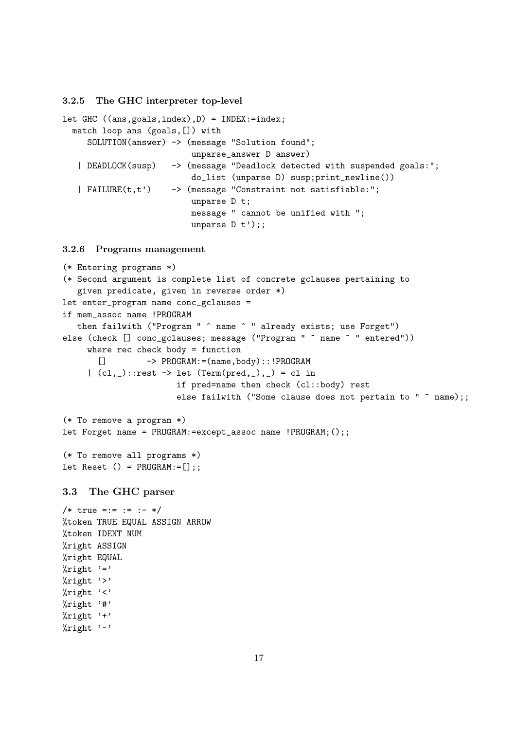#### 3.2.5 The GHC interpreter top-level

```
let GHC ((ans,goals,index),D) = INDEX:=index;
  match loop ans (goals,[]) with
     SOLUTION(answer) -> (message "Solution found";
                          unparse_answer D answer)
   | DEADLOCK(susp)   -> (message "Deadlock detected with suspended goals:";
                          do_list (unparse D) susp;print_newline())
   | FAILURE(t,t')    -> (message "Constraint not satisfiable:";
                          unparse D t;
                          message " cannot be unified with ";
                          unparse D t');;
```

#### 3.2.6 Programs management

```
(* Entering programs *)
(* Second argument is complete list of concrete gclauses pertaining to
   given predicate, given in reverse order *)
let enter_program name conc_gclauses =
if mem_assoc name !PROGRAM
   then failwith ("Program " ^ name ^ " already exists; use Forget")
else (check [] conc_gclauses; message ("Program " ^ name ^ " entered"))
     where rec check body = function
       []        -> PROGRAM:=(name,body)::!PROGRAM
     | (cl,_)::rest -> let (Term(pred,_),_) = cl in
                      if pred=name then check (cl::body) rest
                      else failwith ("Some clause does not pertain to " ^ name);;

(* To remove a program *)
let Forget name = PROGRAM:=except_assoc name !PROGRAM;();;

(* To remove all programs *)
let Reset () = PROGRAM:=[];;
```

### 3.3 The GHC parser

```
/* true =:= := :- */
%token TRUE EQUAL ASSIGN ARROW
%token IDENT NUM
%right ASSIGN
%right EQUAL
%right '='
%right '>'
%right '<'
%right '#'
%right '+'
%right '-'
```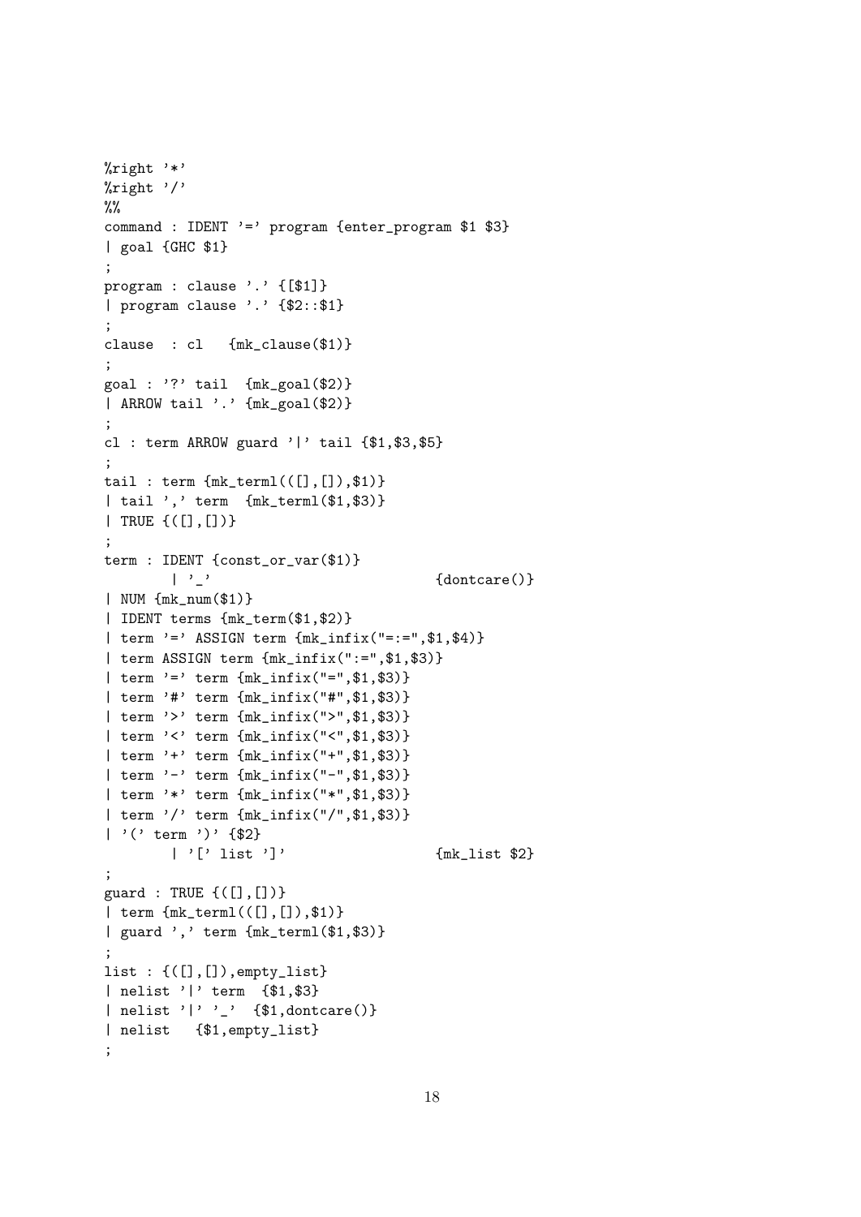```
%right '*'
%right '/'
%%
command : IDENT '=' program {enter_program $1 $3}
| goal {GHC $1}
;
program : clause '.' {[$1]}
| program clause '.' {$2::$1}
;
clause  : cl   {mk_clause($1)}
;
goal : '?' tail  {mk_goal($2)}
| ARROW tail '.' {mk_goal($2)}
;
cl : term ARROW guard '|' tail {$1,$3,$5}
;
tail : term {mk_terml(([],[]),$1)}
| tail ',' term  {mk_terml($1,$3)}
| TRUE {([],[])}
;
term : IDENT {const_or_var($1)}
        | '_'                            {dontcare()}
| NUM {mk_num($1)}
| IDENT terms {mk_term($1,$2)}
| term '=' ASSIGN term {mk_infix("=:=",$1,$4)}
| term ASSIGN term {mk_infix(":=",$1,$3)}
| term '=' term {mk_infix("=",$1,$3)}
| term '#' term {mk_infix("#",$1,$3)}
| term '>' term {mk_infix(">",$1,$3)}
| term '<' term {mk_infix("<",$1,$3)}
| term '+' term {mk_infix("+",$1,$3)}
| term '-' term {mk_infix("-",$1,$3)}
| term '*' term {mk_infix("*",$1,$3)}
| term '/' term {mk_infix("/",$1,$3)}
| '(' term ')' {$2}
        | '[' list ']'                   {mk_list $2}
;
guard : TRUE {([],[])}
| term {mk_terml(([],[]),$1)}
| guard ',' term {mk_terml($1,$3)}
;
list : {([],[]),empty_list}
| nelist '|' term  {$1,$3}
| nelist '|' '_'  {$1,dontcare()}
| nelist   {$1,empty_list}
;
```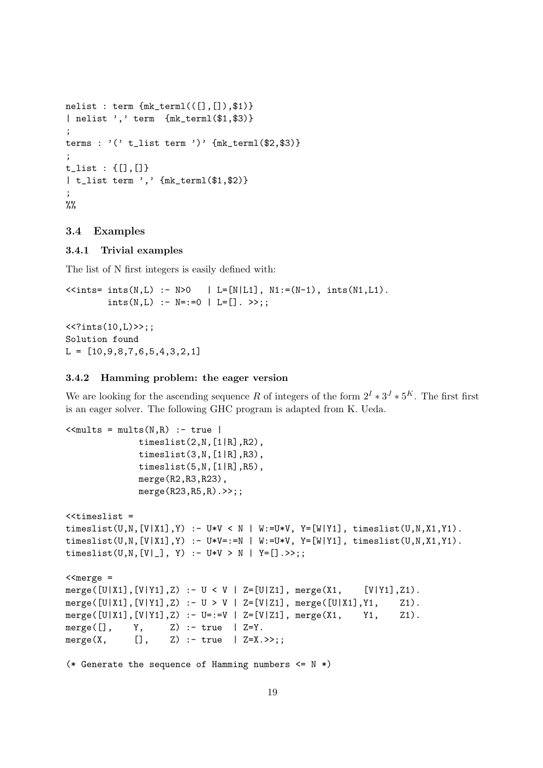```
nelist : term {mk_terml(([],[]),$1)}
| nelist ',' term  {mk_terml($1,$3)}
;
terms : '(' t_list term ')' {mk_terml($2,$3)}
;
t_list : {[],[]}
| t_list term ',' {mk_terml($1,$2)}
;
%%
```

### 3.4 Examples

#### 3.4.1 Trivial examples

The list of N first integers is easily defined with:

```
<<ints= ints(N,L) :- N>0   | L=[N|L1], N1:=(N-1), ints(N1,L1).
        ints(N,L) :- N=:=0 | L=[]. >>;;

<<?ints(10,L)>>;;
Solution found
L = [10,9,8,7,6,5,4,3,2,1]
```

#### 3.4.2 Hamming problem: the eager version

We are looking for the ascending sequence $R$ of integers of the form $2^I * 3^J * 5^K$. The first first is an eager solver. The following GHC program is adapted from K. Ueda.

```
<<mults = mults(N,R) :- true |
              timeslist(2,N,[1|R],R2),
              timeslist(3,N,[1|R],R3),
              timeslist(5,N,[1|R],R5),
              merge(R2,R3,R23),
              merge(R23,R5,R).>>;;

<<timeslist =
timeslist(U,N,[V|X1],Y) :- U*V < N | W:=U*V, Y=[W|Y1], timeslist(U,N,X1,Y1).
timeslist(U,N,[V|X1],Y) :- U*V=:=N | W:=U*V, Y=[W|Y1], timeslist(U,N,X1,Y1).
timeslist(U,N,[V|_], Y) :- U*V > N | Y=[].>>;;

<<merge =
merge([U|X1],[V|Y1],Z) :- U < V | Z=[U|Z1], merge(X1,    [V|Y1],Z1).
merge([U|X1],[V|Y1],Z) :- U > V | Z=[V|Z1], merge([U|X1],Y1,    Z1).
merge([U|X1],[V|Y1],Z) :- U=:=V | Z=[V|Z1], merge(X1,    Y1,    Z1).
merge([],     Y,     Z) :- true  | Z=Y.
merge(X,      [],    Z) :- true  | Z=X.>>;;

(* Generate the sequence of Hamming numbers <= N *)
```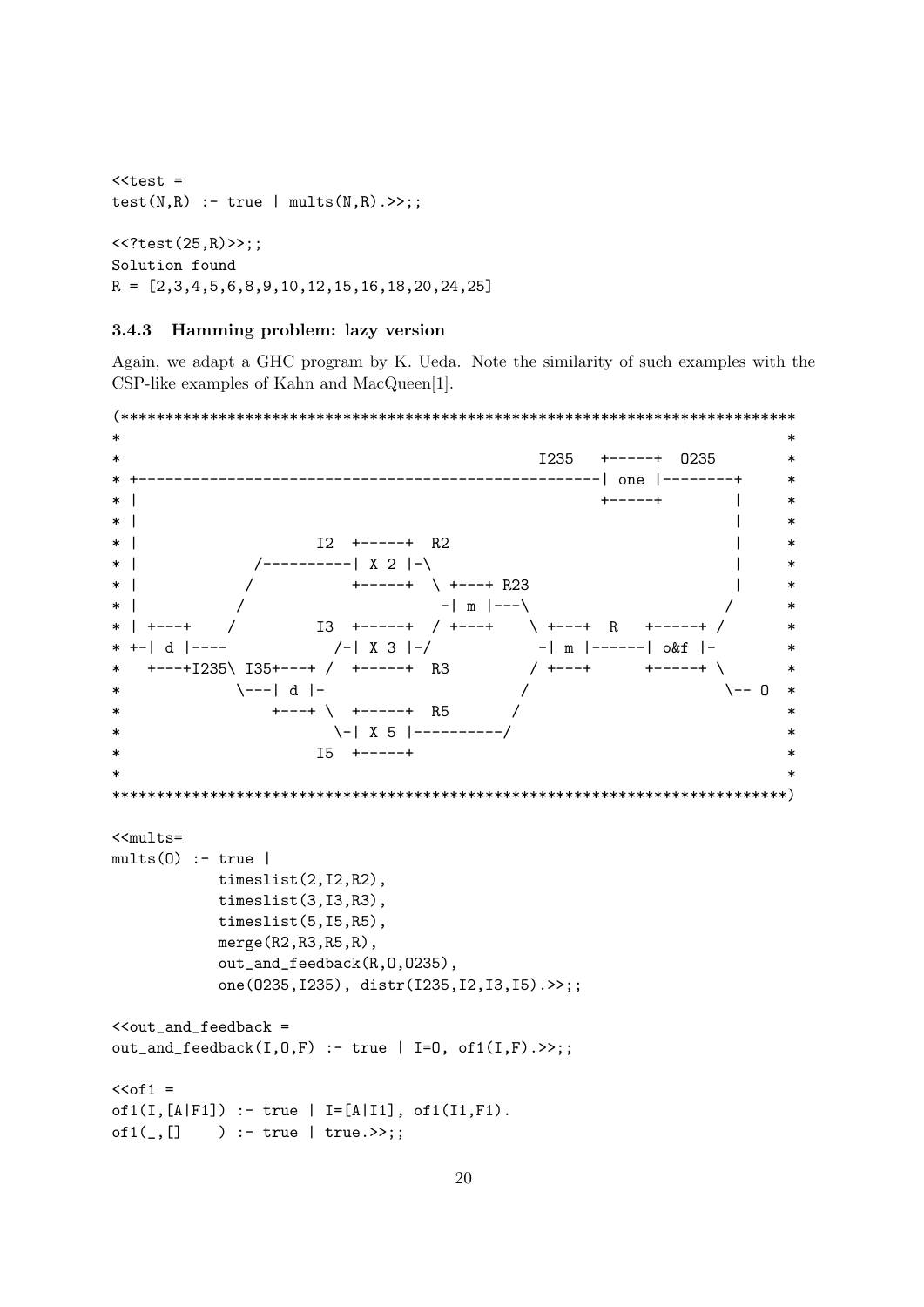```
<<test =
test(N,R) :- true | mults(N,R).>>;;

<<?test(25,R)>>;;
Solution found
R = [2,3,4,5,6,8,9,10,12,15,16,18,20,24,25]
```

### 3.4.3 Hamming problem: lazy version

Again, we adapt a GHC program by K. Ueda. Note the similarity of such examples with the CSP-like examples of Kahn and MacQueen[1].

```
(****************************************************************************
*                                                                           *
*                                               I235   +-----+  O235        *
* +---------------------------------------------------| one |--------+      *
* |                                                   +-----+        |      *
* |                                                                  |      *
* |                 I2  +-----+  R2                                  |      *
* |           /----------| X 2 |-\                                   |      *
* |          /           +-----+  \ +---+ R23                        |      *
* |         /                      -| m |---\                       /       *
* | +---+  /          I3  +-----+  / +---+    \ +---+  R   +-----+ /        *
* +-| d |----           /-| X 3 |-/            -| m |------| o&f |-         *
*   +---+I235\ I35+---+ /  +-----+  R3         / +---+      +-----+ \       *
*            \---| d |-                       /                      \-- O  *
*                +---+ \  +-----+  R5        /                              *
*                       \-| X 5 |----------/                                *
*                   I5  +-----+                                             *
*                                                                           *
****************************************************************************)

<<mults=
mults(O) :- true |
          timeslist(2,I2,R2),
          timeslist(3,I3,R3),
          timeslist(5,I5,R5),
          merge(R2,R3,R5,R),
          out_and_feedback(R,O,O235),
          one(O235,I235), distr(I235,I2,I3,I5).>>;;

<<out_and_feedback =
out_and_feedback(I,O,F) :- true | I=O, of1(I,F).>>;;

<<of1 =
of1(I,[A|F1]) :- true | I=[A|I1], of1(I1,F1).
of1(_,[]    ) :- true | true.>>;;
```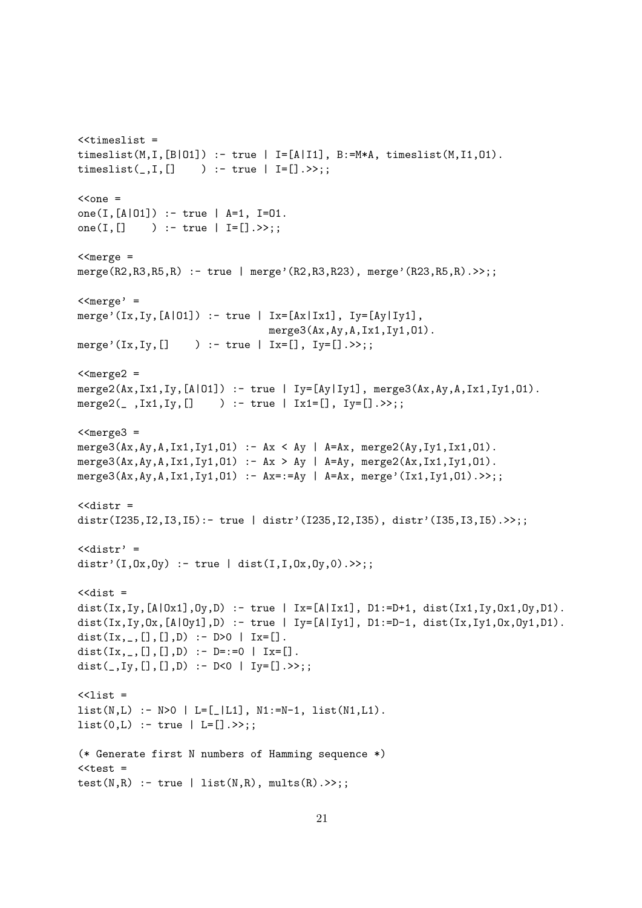```
<<timeslist =
timeslist(M,I,[B|O1]) :- true | I=[A|I1], B:=M*A, timeslist(M,I1,O1).
timeslist(_,I,[]    ) :- true | I=[].>>;;

<<one =
one(I,[A|O1]) :- true | A=1, I=O1.
one(I,[]    ) :- true | I=[].>>;;

<<merge =
merge(R2,R3,R5,R) :- true | merge'(R2,R3,R23), merge'(R23,R5,R).>>;;

<<merge' =
merge'(Ix,Iy,[A|O1]) :- true | Ix=[Ax|Ix1], Iy=[Ay|Iy1],
                               merge3(Ax,Ay,A,Ix1,Iy1,O1).
merge'(Ix,Iy,[]    ) :- true | Ix=[], Iy=[].>>;;

<<merge2 =
merge2(Ax,Ix1,Iy,[A|O1]) :- true | Iy=[Ay|Iy1], merge3(Ax,Ay,A,Ix1,Iy1,O1).
merge2(_ ,Ix1,Iy,[]    ) :- true | Ix1=[], Iy=[].>>;;

<<merge3 =
merge3(Ax,Ay,A,Ix1,Iy1,O1) :- Ax < Ay | A=Ax, merge2(Ay,Iy1,Ix1,O1).
merge3(Ax,Ay,A,Ix1,Iy1,O1) :- Ax > Ay | A=Ay, merge2(Ax,Ix1,Iy1,O1).
merge3(Ax,Ay,A,Ix1,Iy1,O1) :- Ax=:=Ay | A=Ax, merge'(Ix1,Iy1,O1).>>;;

<<distr =
distr(I235,I2,I3,I5):- true | distr'(I235,I2,I35), distr'(I35,I3,I5).>>;;

<<distr' =
distr'(I,Ox,Oy) :- true | dist(I,I,Ox,Oy,0).>>;;

<<dist =
dist(Ix,Iy,[A|Ox1],Oy,D) :- true | Ix=[A|Ix1], D1:=D+1, dist(Ix1,Iy,Ox1,Oy,D1).
dist(Ix,Iy,Ox,[A|Oy1],D) :- true | Iy=[A|Iy1], D1:=D-1, dist(Ix,Iy1,Ox,Oy1,D1).
dist(Ix,_,[],[],D) :- D>0 | Ix=[].
dist(Ix,_,[],[],D) :- D=:=0 | Ix=[].
dist(_,Iy,[],[],D) :- D<0 | Iy=[].>>;;

<<list =
list(N,L) :- N>0 | L=[_|L1], N1:=N-1, list(N1,L1).
list(0,L) :- true | L=[].>>;;

(* Generate first N numbers of Hamming sequence *)
<<test =
test(N,R) :- true | list(N,R), mults(R).>>;;
```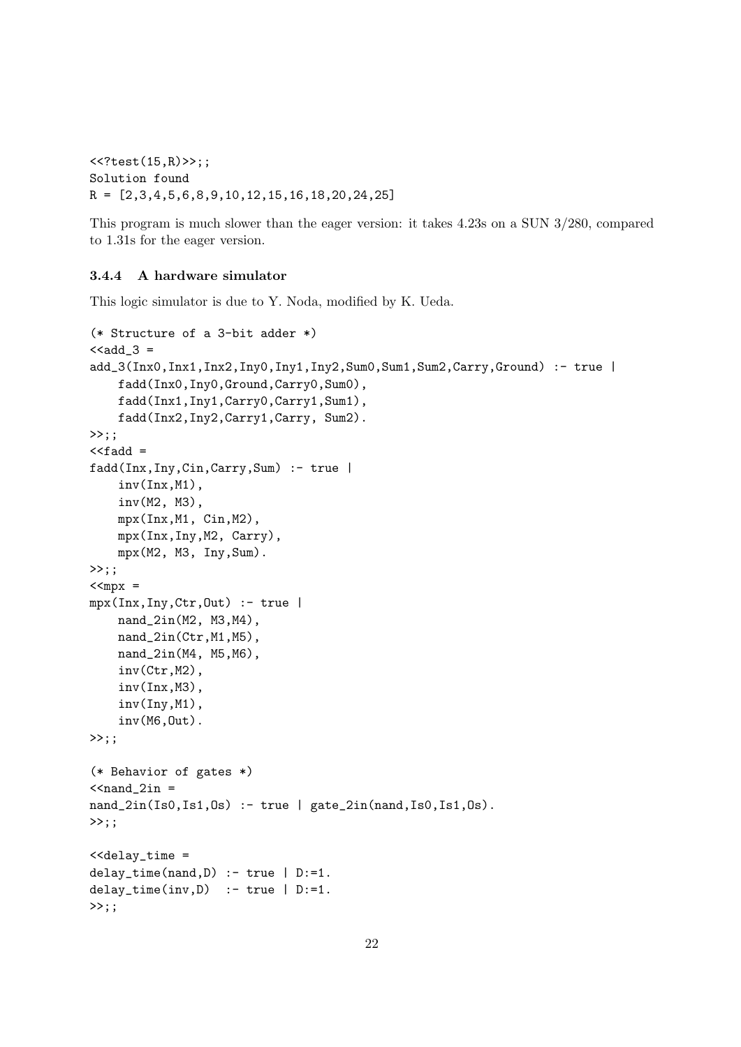```
<<?test(15,R)>>;;
Solution found
R = [2,3,4,5,6,8,9,10,12,15,16,18,20,24,25]
```

This program is much slower than the eager version: it takes 4.23s on a SUN 3/280, compared to 1.31s for the eager version.

### 3.4.4 A hardware simulator

This logic simulator is due to Y. Noda, modified by K. Ueda.

```
(* Structure of a 3-bit adder *)
<<add_3 =
add_3(Inx0,Inx1,Inx2,Iny0,Iny1,Iny2,Sum0,Sum1,Sum2,Carry,Ground) :- true |
    fadd(Inx0,Iny0,Ground,Carry0,Sum0),
    fadd(Inx1,Iny1,Carry0,Carry1,Sum1),
    fadd(Inx2,Iny2,Carry1,Carry, Sum2).
>>;;
<<fadd =
fadd(Inx,Iny,Cin,Carry,Sum) :- true |
    inv(Inx,M1),
    inv(M2, M3),
    mpx(Inx,M1, Cin,M2),
    mpx(Inx,Iny,M2, Carry),
    mpx(M2, M3, Iny,Sum).
>>;;
<<mpx =
mpx(Inx,Iny,Ctr,Out) :- true |
    nand_2in(M2, M3,M4),
    nand_2in(Ctr,M1,M5),
    nand_2in(M4, M5,M6),
    inv(Ctr,M2),
    inv(Inx,M3),
    inv(Iny,M1),
    inv(M6,Out).
>>;;

(* Behavior of gates *)
<<nand_2in =
nand_2in(Is0,Is1,Os) :- true | gate_2in(nand,Is0,Is1,Os).
>>;;

<<delay_time =
delay_time(nand,D) :- true | D:=1.
delay_time(inv,D)  :- true | D:=1.
>>;;
```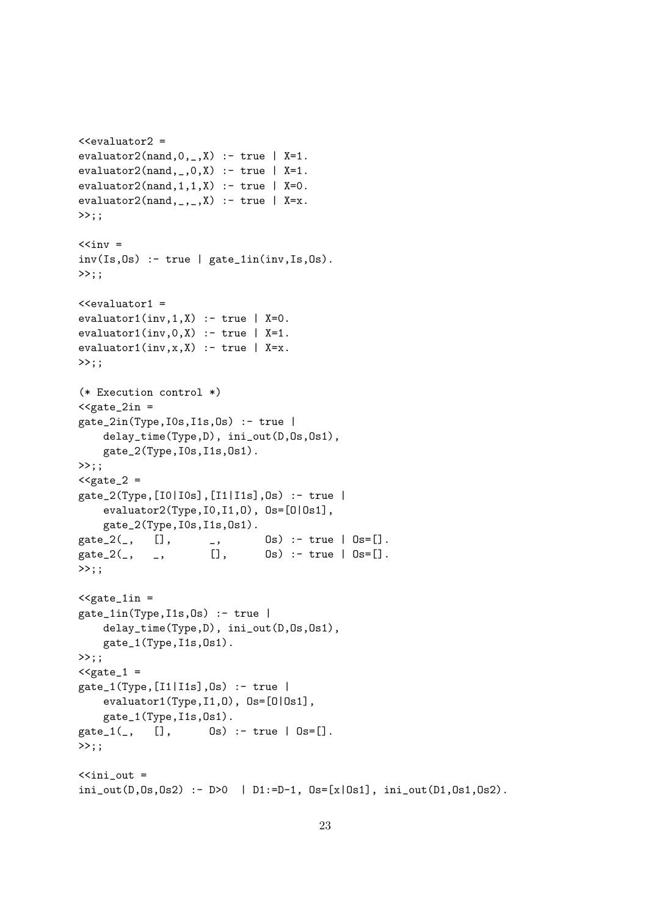```
<<evaluator2 =
evaluator2(nand,0,_,X) :- true | X=1.
evaluator2(nand,_,0,X) :- true | X=1.
evaluator2(nand,1,1,X) :- true | X=0.
evaluator2(nand,_,_,X) :- true | X=x.
>>;;

<<inv =
inv(Is,Os) :- true | gate_1in(inv,Is,Os).
>>;;

<<evaluator1 =
evaluator1(inv,1,X) :- true | X=0.
evaluator1(inv,0,X) :- true | X=1.
evaluator1(inv,x,X) :- true | X=x.
>>;;

(* Execution control *)
<<gate_2in =
gate_2in(Type,I0s,I1s,Os) :- true |
    delay_time(Type,D), ini_out(D,Os,Os1),
    gate_2(Type,I0s,I1s,Os1).
>>;;
<<gate_2 =
gate_2(Type,[I0|I0s],[I1|I1s],Os) :- true |
    evaluator2(Type,I0,I1,O), Os=[O|Os1],
    gate_2(Type,I0s,I1s,Os1).
gate_2(_,   [],      _,       Os) :- true | Os=[].
gate_2(_,   _,       [],      Os) :- true | Os=[].
>>;;

<<gate_1in =
gate_1in(Type,I1s,Os) :- true |
    delay_time(Type,D), ini_out(D,Os,Os1),
    gate_1(Type,I1s,Os1).
>>;;
<<gate_1 =
gate_1(Type,[I1|I1s],Os) :- true |
    evaluator1(Type,I1,O), Os=[O|Os1],
    gate_1(Type,I1s,Os1).
gate_1(_,   [],      Os) :- true | Os=[].
>>;;

<<ini_out =
ini_out(D,Os,Os2) :- D>0  | D1:=D-1, Os=[x|Os1], ini_out(D1,Os1,Os2).
```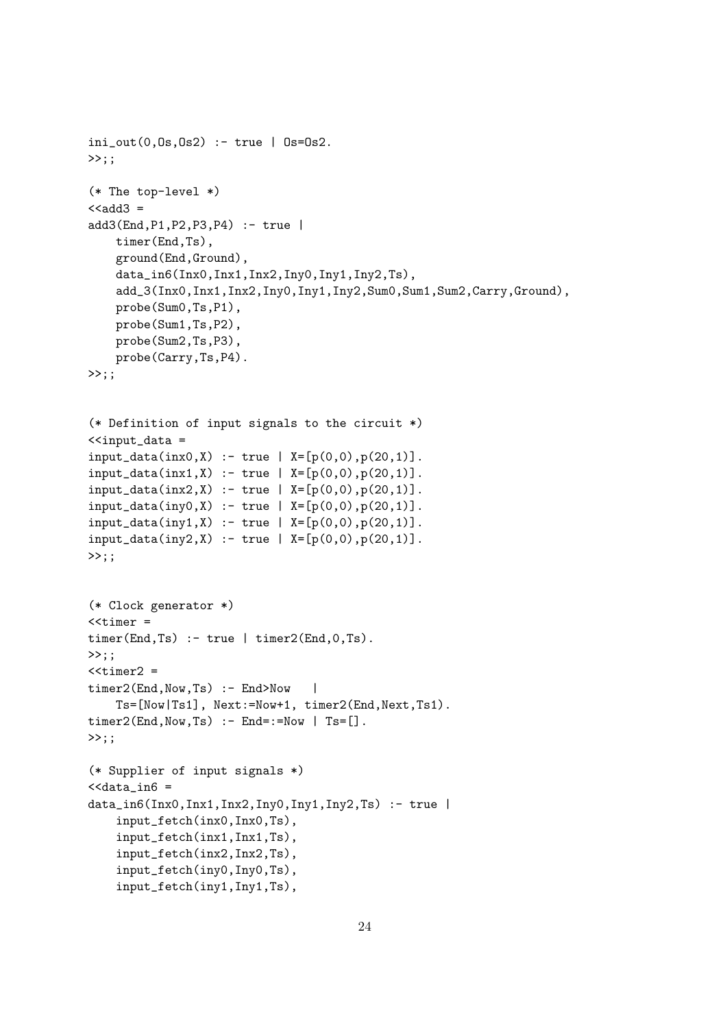```
ini_out(0,Os,Os2) :- true | Os=Os2.
>>;;

(* The top-level *)
<<add3 =
add3(End,P1,P2,P3,P4) :- true |
    timer(End,Ts),
    ground(End,Ground),
    data_in6(Inx0,Inx1,Inx2,Iny0,Iny1,Iny2,Ts),
    add_3(Inx0,Inx1,Inx2,Iny0,Iny1,Iny2,Sum0,Sum1,Sum2,Carry,Ground),
    probe(Sum0,Ts,P1),
    probe(Sum1,Ts,P2),
    probe(Sum2,Ts,P3),
    probe(Carry,Ts,P4).
>>;;


(* Definition of input signals to the circuit *)
<<input_data =
input_data(inx0,X) :- true | X=[p(0,0),p(20,1)].
input_data(inx1,X) :- true | X=[p(0,0),p(20,1)].
input_data(inx2,X) :- true | X=[p(0,0),p(20,1)].
input_data(iny0,X) :- true | X=[p(0,0),p(20,1)].
input_data(iny1,X) :- true | X=[p(0,0),p(20,1)].
input_data(iny2,X) :- true | X=[p(0,0),p(20,1)].
>>;;


(* Clock generator *)
<<timer =
timer(End,Ts) :- true | timer2(End,0,Ts).
>>;;
<<timer2 =
timer2(End,Now,Ts) :- End>Now   |
    Ts=[Now|Ts1], Next:=Now+1, timer2(End,Next,Ts1).
timer2(End,Now,Ts) :- End=:=Now | Ts=[].
>>;;

(* Supplier of input signals *)
<<data_in6 =
data_in6(Inx0,Inx1,Inx2,Iny0,Iny1,Iny2,Ts) :- true |
    input_fetch(inx0,Inx0,Ts),
    input_fetch(inx1,Inx1,Ts),
    input_fetch(inx2,Inx2,Ts),
    input_fetch(iny0,Iny0,Ts),
    input_fetch(iny1,Iny1,Ts),
```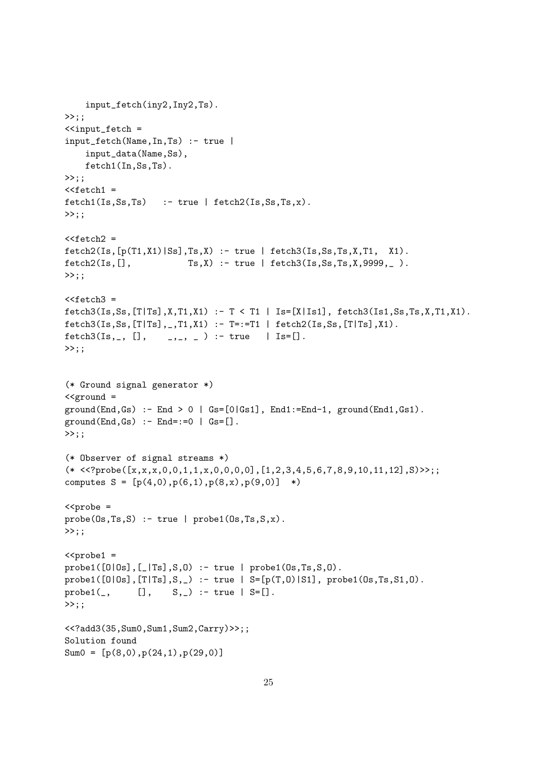```
    input_fetch(iny2,Iny2,Ts).
>>;;
<<input_fetch =
input_fetch(Name,In,Ts) :- true |
    input_data(Name,Ss),
    fetch1(In,Ss,Ts).
>>;;
<<fetch1 =
fetch1(Is,Ss,Ts)   :- true | fetch2(Is,Ss,Ts,x).
>>;;

<<fetch2 =
fetch2(Is,[p(T1,X1)|Ss],Ts,X) :- true | fetch3(Is,Ss,Ts,X,T1,  X1).
fetch2(Is,[],           Ts,X) :- true | fetch3(Is,Ss,Ts,X,9999,_ ).
>>;;

<<fetch3 =
fetch3(Is,Ss,[T|Ts],X,T1,X1) :- T < T1 | Is=[X|Is1], fetch3(Is1,Ss,Ts,X,T1,X1).
fetch3(Is,Ss,[T|Ts],_,T1,X1) :- T=:=T1 | fetch2(Is,Ss,[T|Ts],X1).
fetch3(Is,_, [],    _,_, _ ) :- true   | Is=[].
>>;;


(* Ground signal generator *)
<<ground =
ground(End,Gs) :- End > 0 | Gs=[0|Gs1], End1:=End-1, ground(End1,Gs1).
ground(End,Gs) :- End=:=0 | Gs=[].
>>;;

(* Observer of signal streams *)
(* <<?probe([x,x,x,0,0,1,1,x,0,0,0,0],[1,2,3,4,5,6,7,8,9,10,11,12],S)>>;;
computes S = [p(4,0),p(6,1),p(8,x),p(9,0)]  *)

<<probe =
probe(Os,Ts,S) :- true | probe1(Os,Ts,S,x).
>>;;

<<probe1 =
probe1([O|Os],[_|Ts],S,O) :- true | probe1(Os,Ts,S,O).
probe1([O|Os],[T|Ts],S,_) :- true | S=[p(T,O)|S1], probe1(Os,Ts,S1,O).
probe1(_,     [],    S,_) :- true | S=[].
>>;;

<<?add3(35,Sum0,Sum1,Sum2,Carry)>>;;
Solution found
Sum0 = [p(8,0),p(24,1),p(29,0)]
```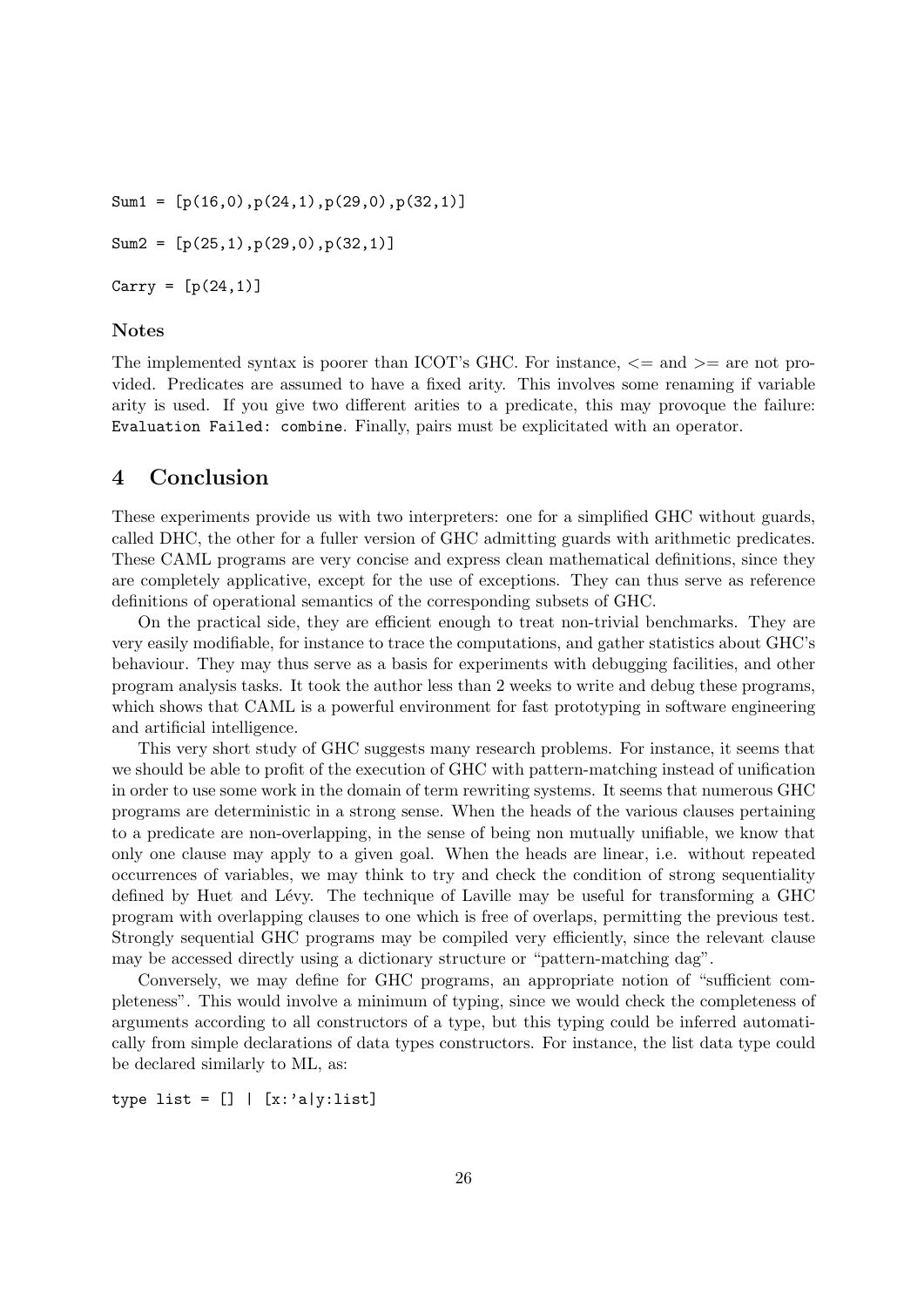```
Sum1 = [p(16,0),p(24,1),p(29,0),p(32,1)]

Sum2 = [p(25,1),p(29,0),p(32,1)]

Carry = [p(24,1)]
```

### Notes

The implemented syntax is poorer than ICOT's GHC. For instance, <= and >= are not provided. Predicates are assumed to have a fixed arity. This involves some renaming if variable arity is used. If you give two different arities to a predicate, this may provoque the failure: `Evaluation Failed: combine`. Finally, pairs must be explicitated with an operator.

## 4 Conclusion

These experiments provide us with two interpreters: one for a simplified GHC without guards, called DHC, the other for a fuller version of GHC admitting guards with arithmetic predicates. These CAML programs are very concise and express clean mathematical definitions, since they are completely applicative, except for the use of exceptions. They can thus serve as reference definitions of operational semantics of the corresponding subsets of GHC.

On the practical side, they are efficient enough to treat non-trivial benchmarks. They are very easily modifiable, for instance to trace the computations, and gather statistics about GHC's behaviour. They may thus serve as a basis for experiments with debugging facilities, and other program analysis tasks. It took the author less than 2 weeks to write and debug these programs, which shows that CAML is a powerful environment for fast prototyping in software engineering and artificial intelligence.

This very short study of GHC suggests many research problems. For instance, it seems that we should be able to profit of the execution of GHC with pattern-matching instead of unification in order to use some work in the domain of term rewriting systems. It seems that numerous GHC programs are deterministic in a strong sense. When the heads of the various clauses pertaining to a predicate are non-overlapping, in the sense of being non mutually unifiable, we know that only one clause may apply to a given goal. When the heads are linear, i.e. without repeated occurrences of variables, we may think to try and check the condition of strong sequentiality defined by Huet and Lévy. The technique of Laville may be useful for transforming a GHC program with overlapping clauses to one which is free of overlaps, permitting the previous test. Strongly sequential GHC programs may be compiled very efficiently, since the relevant clause may be accessed directly using a dictionary structure or "pattern-matching dag".

Conversely, we may define for GHC programs, an appropriate notion of "sufficient completeness". This would involve a minimum of typing, since we would check the completeness of arguments according to all constructors of a type, but this typing could be inferred automatically from simple declarations of data types constructors. For instance, the list data type could be declared similarly to ML, as:

```
type list = [] | [x:'a|y:list]
```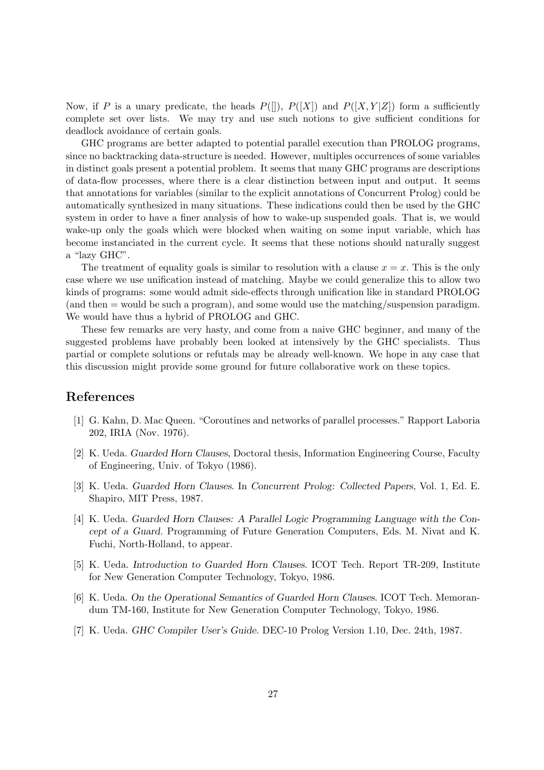Now, if $P$ is a unary predicate, the heads $P([])$, $P([X])$ and $P([X, Y|Z])$ form a sufficiently complete set over lists. We may try and use such notions to give sufficient conditions for deadlock avoidance of certain goals.

GHC programs are better adapted to potential parallel execution than PROLOG programs, since no backtracking data-structure is needed. However, multiples occurrences of some variables in distinct goals present a potential problem. It seems that many GHC programs are descriptions of data-flow processes, where there is a clear distinction between input and output. It seems that annotations for variables (similar to the explicit annotations of Concurrent Prolog) could be automatically synthesized in many situations. These indications could then be used by the GHC system in order to have a finer analysis of how to wake-up suspended goals. That is, we would wake-up only the goals which were blocked when waiting on some input variable, which has become instanciated in the current cycle. It seems that these notions should naturally suggest a "lazy GHC".

The treatment of equality goals is similar to resolution with a clause $x = x$. This is the only case where we use unification instead of matching. Maybe we could generalize this to allow two kinds of programs: some would admit side-effects through unification like in standard PROLOG (and then = would be such a program), and some would use the matching/suspension paradigm. We would have thus a hybrid of PROLOG and GHC.

These few remarks are very hasty, and come from a naive GHC beginner, and many of the suggested problems have probably been looked at intensively by the GHC specialists. Thus partial or complete solutions or refutals may be already well-known. We hope in any case that this discussion might provide some ground for future collaborative work on these topics.

## References

[1] G. Kahn, D. Mac Queen. "Coroutines and networks of parallel processes." Rapport Laboria 202, IRIA (Nov. 1976).

[2] K. Ueda. *Guarded Horn Clauses*, Doctoral thesis, Information Engineering Course, Faculty of Engineering, Univ. of Tokyo (1986).

[3] K. Ueda. *Guarded Horn Clauses*. In *Concurrent Prolog: Collected Papers*, Vol. 1, Ed. E. Shapiro, MIT Press, 1987.

[4] K. Ueda. *Guarded Horn Clauses: A Parallel Logic Programming Language with the Concept of a Guard*. Programming of Future Generation Computers, Eds. M. Nivat and K. Fuchi, North-Holland, to appear.

[5] K. Ueda. *Introduction to Guarded Horn Clauses*. ICOT Tech. Report TR-209, Institute for New Generation Computer Technology, Tokyo, 1986.

[6] K. Ueda. *On the Operational Semantics of Guarded Horn Clauses*. ICOT Tech. Memorandum TM-160, Institute for New Generation Computer Technology, Tokyo, 1986.

[7] K. Ueda. *GHC Compiler User's Guide*. DEC-10 Prolog Version 1.10, Dec. 24th, 1987.